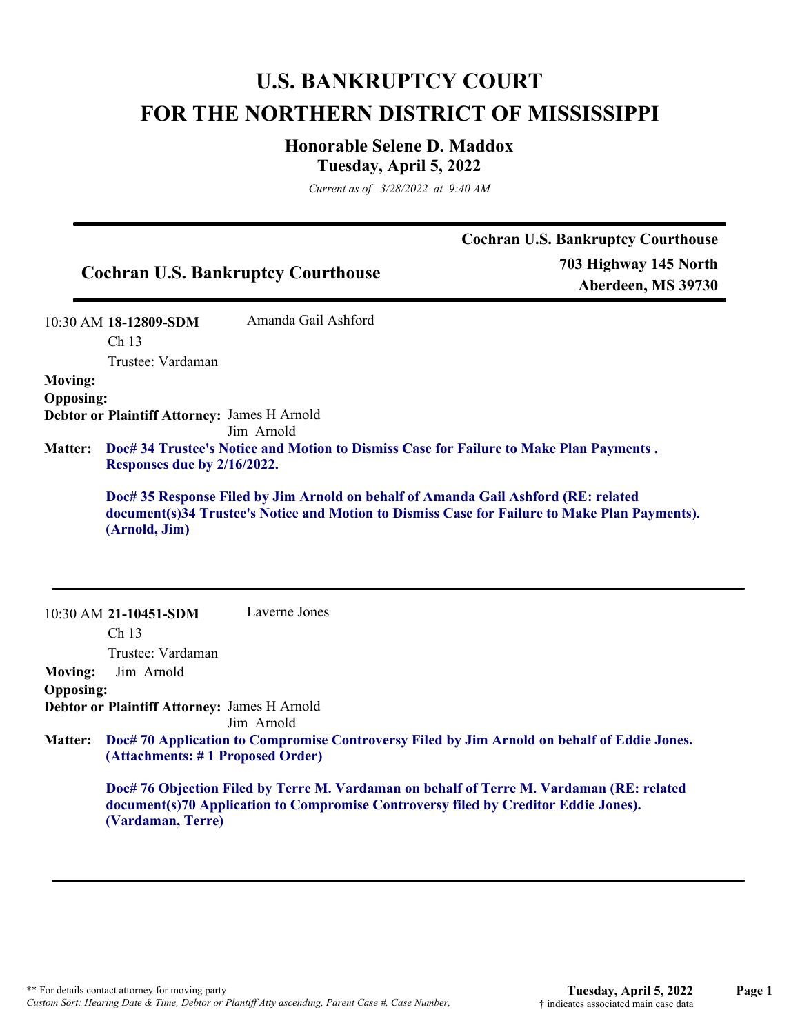# U.S. BANKRUPTCY COURT
# FOR THE NORTHERN DISTRICT OF MISSISSIPPI

### Honorable Selene D. Maddox
### Tuesday, April 5, 2022

*Current as of 3/28/2022 at 9:40 AM*

---

## Cochran U.S. Bankruptcy Courthouse

**Cochran U.S. Bankruptcy Courthouse**
**703 Highway 145 North**
**Aberdeen, MS 39730**

---

10:30 AM **18-12809-SDM** Amanda Gail Ashford
Ch 13
Trustee: Vardaman

**Moving:**
**Opposing:**
**Debtor or Plaintiff Attorney:** James H Arnold
Jim Arnold

**Matter:** **Doc# 34 Trustee's Notice and Motion to Dismiss Case for Failure to Make Plan Payments . Responses due by 2/16/2022.**

**Doc# 35 Response Filed by Jim Arnold on behalf of Amanda Gail Ashford (RE: related document(s)34 Trustee's Notice and Motion to Dismiss Case for Failure to Make Plan Payments). (Arnold, Jim)**

---

10:30 AM **21-10451-SDM** Laverne Jones
Ch 13
Trustee: Vardaman

**Moving:** Jim Arnold
**Opposing:**
**Debtor or Plaintiff Attorney:** James H Arnold
Jim Arnold

**Matter:** **Doc# 70 Application to Compromise Controversy Filed by Jim Arnold on behalf of Eddie Jones. (Attachments: # 1 Proposed Order)**

**Doc# 76 Objection Filed by Terre M. Vardaman on behalf of Terre M. Vardaman (RE: related document(s)70 Application to Compromise Controversy filed by Creditor Eddie Jones). (Vardaman, Terre)**

---

** For details contact attorney for moving party
*Custom Sort: Hearing Date & Time, Debtor or Plantiff Atty ascending, Parent Case #, Case Number,*
† indicates associated main case data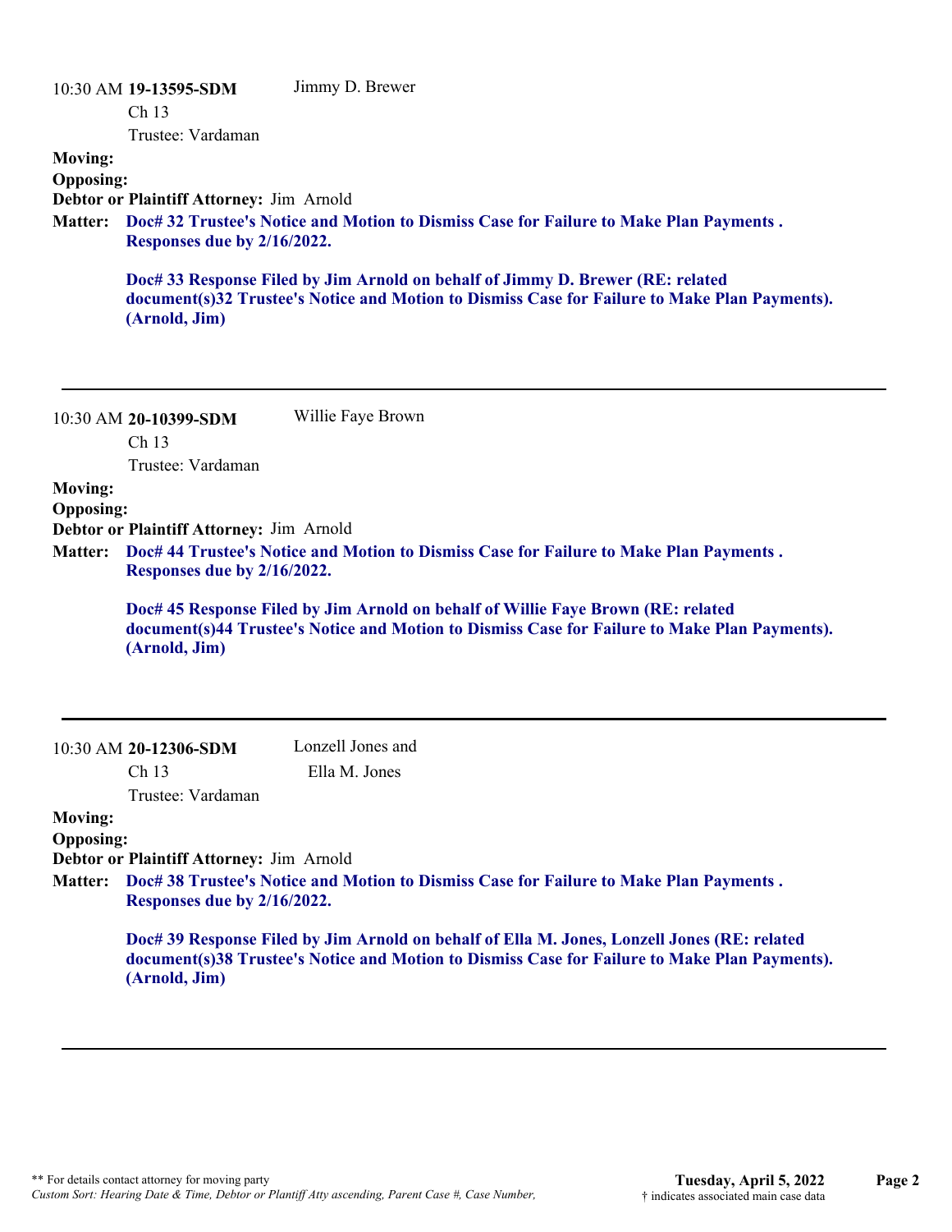10:30 AM **19-13595-SDM** Jimmy D. Brewer

Ch 13

Trustee: Vardaman

**Moving:**

**Opposing:**

**Debtor or Plaintiff Attorney:** Jim Arnold

**Matter:** **Doc# 32 Trustee's Notice and Motion to Dismiss Case for Failure to Make Plan Payments . Responses due by 2/16/2022.**

**Doc# 33 Response Filed by Jim Arnold on behalf of Jimmy D. Brewer (RE: related document(s)32 Trustee's Notice and Motion to Dismiss Case for Failure to Make Plan Payments). (Arnold, Jim)**

---

10:30 AM **20-10399-SDM** Willie Faye Brown

Ch 13

Trustee: Vardaman

**Moving:**

**Opposing:**

**Debtor or Plaintiff Attorney:** Jim Arnold

**Matter:** **Doc# 44 Trustee's Notice and Motion to Dismiss Case for Failure to Make Plan Payments . Responses due by 2/16/2022.**

**Doc# 45 Response Filed by Jim Arnold on behalf of Willie Faye Brown (RE: related document(s)44 Trustee's Notice and Motion to Dismiss Case for Failure to Make Plan Payments). (Arnold, Jim)**

---

10:30 AM **20-12306-SDM** Lonzell Jones and Ella M. Jones

Ch 13

Trustee: Vardaman

**Moving:**

**Opposing:**

**Debtor or Plaintiff Attorney:** Jim Arnold

**Matter:** **Doc# 38 Trustee's Notice and Motion to Dismiss Case for Failure to Make Plan Payments . Responses due by 2/16/2022.**

**Doc# 39 Response Filed by Jim Arnold on behalf of Ella M. Jones, Lonzell Jones (RE: related document(s)38 Trustee's Notice and Motion to Dismiss Case for Failure to Make Plan Payments). (Arnold, Jim)**

---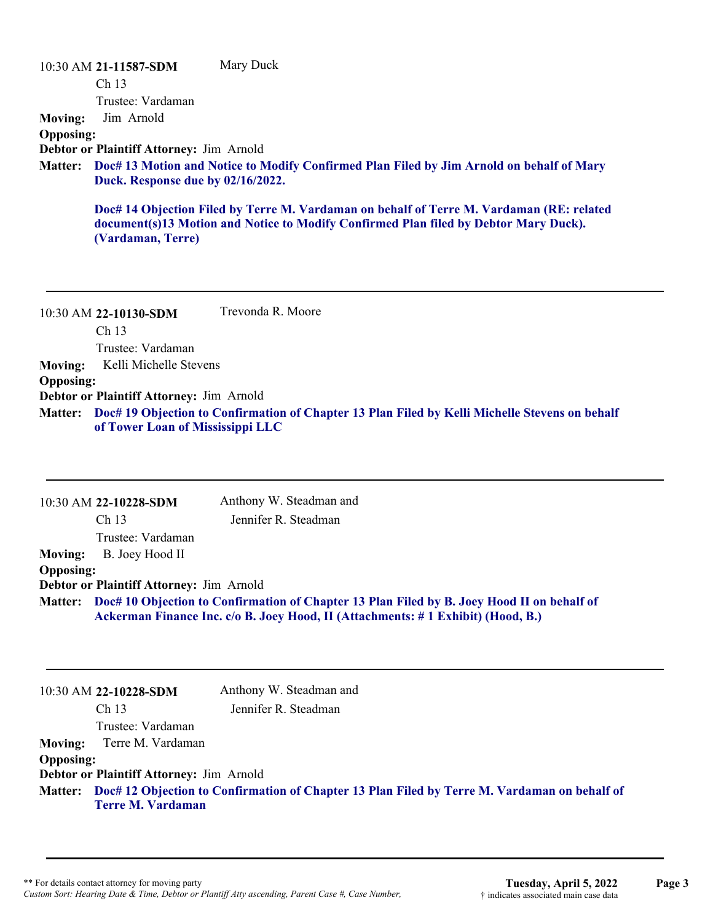10:30 AM **21-11587-SDM** Mary Duck
Ch 13
Trustee: Vardaman

**Moving:** Jim Arnold
**Opposing:**
**Debtor or Plaintiff Attorney:** Jim Arnold
**Matter:** **Doc# 13 Motion and Notice to Modify Confirmed Plan Filed by Jim Arnold on behalf of Mary Duck. Response due by 02/16/2022.**

**Doc# 14 Objection Filed by Terre M. Vardaman on behalf of Terre M. Vardaman (RE: related document(s)13 Motion and Notice to Modify Confirmed Plan filed by Debtor Mary Duck). (Vardaman, Terre)**

---

10:30 AM **22-10130-SDM** Trevonda R. Moore
Ch 13
Trustee: Vardaman

**Moving:** Kelli Michelle Stevens
**Opposing:**
**Debtor or Plaintiff Attorney:** Jim Arnold
**Matter:** **Doc# 19 Objection to Confirmation of Chapter 13 Plan Filed by Kelli Michelle Stevens on behalf of Tower Loan of Mississippi LLC**

---

10:30 AM **22-10228-SDM** Anthony W. Steadman and Jennifer R. Steadman
Ch 13
Trustee: Vardaman

**Moving:** B. Joey Hood II
**Opposing:**
**Debtor or Plaintiff Attorney:** Jim Arnold
**Matter:** **Doc# 10 Objection to Confirmation of Chapter 13 Plan Filed by B. Joey Hood II on behalf of Ackerman Finance Inc. c/o B. Joey Hood, II (Attachments: # 1 Exhibit) (Hood, B.)**

---

10:30 AM **22-10228-SDM** Anthony W. Steadman and Jennifer R. Steadman
Ch 13
Trustee: Vardaman

**Moving:** Terre M. Vardaman
**Opposing:**
**Debtor or Plaintiff Attorney:** Jim Arnold
**Matter:** **Doc# 12 Objection to Confirmation of Chapter 13 Plan Filed by Terre M. Vardaman on behalf of Terre M. Vardaman**

---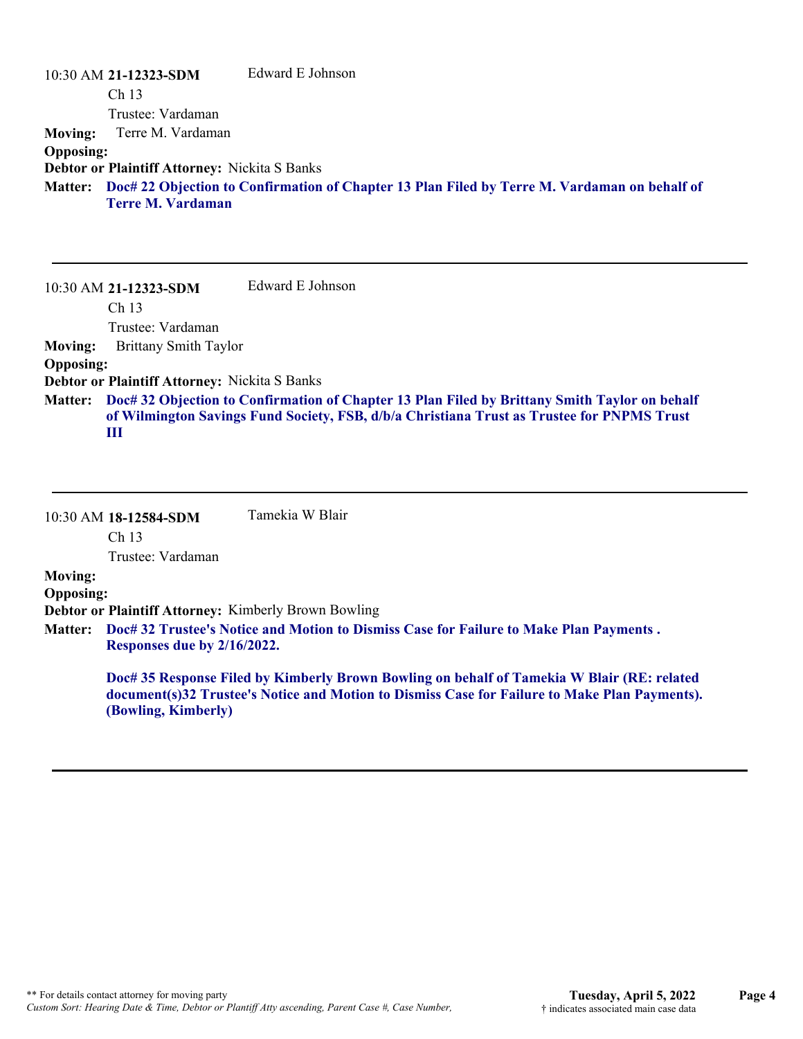10:30 AM **21-12323-SDM** Edward E Johnson

Ch 13

Trustee: Vardaman

**Moving:** Terre M. Vardaman

**Opposing:**

**Debtor or Plaintiff Attorney:** Nickita S Banks

**Matter:** **Doc# 22 Objection to Confirmation of Chapter 13 Plan Filed by Terre M. Vardaman on behalf of Terre M. Vardaman**

---

10:30 AM **21-12323-SDM** Edward E Johnson

Ch 13

Trustee: Vardaman

**Moving:** Brittany Smith Taylor

**Opposing:**

**Debtor or Plaintiff Attorney:** Nickita S Banks

**Matter:** **Doc# 32 Objection to Confirmation of Chapter 13 Plan Filed by Brittany Smith Taylor on behalf of Wilmington Savings Fund Society, FSB, d/b/a Christiana Trust as Trustee for PNPMS Trust III**

---

10:30 AM **18-12584-SDM** Tamekia W Blair

Ch 13

Trustee: Vardaman

**Moving:**

**Opposing:**

**Debtor or Plaintiff Attorney:** Kimberly Brown Bowling

**Matter:** **Doc# 32 Trustee's Notice and Motion to Dismiss Case for Failure to Make Plan Payments . Responses due by 2/16/2022.**

**Doc# 35 Response Filed by Kimberly Brown Bowling on behalf of Tamekia W Blair (RE: related document(s)32 Trustee's Notice and Motion to Dismiss Case for Failure to Make Plan Payments). (Bowling, Kimberly)**

---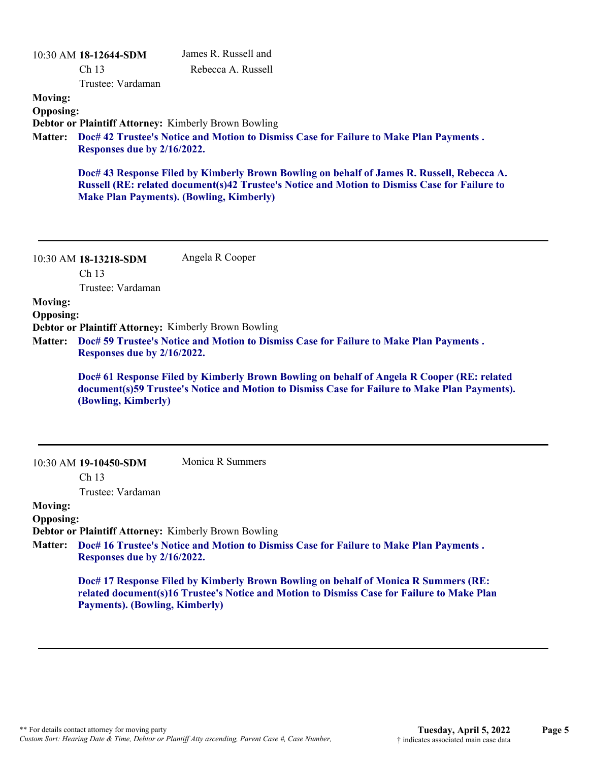10:30 AM **18-12644-SDM** James R. Russell and Rebecca A. Russell
Ch 13
Trustee: Vardaman

**Moving:**
**Opposing:**
**Debtor or Plaintiff Attorney:** Kimberly Brown Bowling
**Matter:** **Doc# 42 Trustee's Notice and Motion to Dismiss Case for Failure to Make Plan Payments . Responses due by 2/16/2022.**

**Doc# 43 Response Filed by Kimberly Brown Bowling on behalf of James R. Russell, Rebecca A. Russell (RE: related document(s)42 Trustee's Notice and Motion to Dismiss Case for Failure to Make Plan Payments). (Bowling, Kimberly)**

---

10:30 AM **18-13218-SDM** Angela R Cooper
Ch 13
Trustee: Vardaman

**Moving:**
**Opposing:**
**Debtor or Plaintiff Attorney:** Kimberly Brown Bowling
**Matter:** **Doc# 59 Trustee's Notice and Motion to Dismiss Case for Failure to Make Plan Payments . Responses due by 2/16/2022.**

**Doc# 61 Response Filed by Kimberly Brown Bowling on behalf of Angela R Cooper (RE: related document(s)59 Trustee's Notice and Motion to Dismiss Case for Failure to Make Plan Payments). (Bowling, Kimberly)**

---

10:30 AM **19-10450-SDM** Monica R Summers
Ch 13
Trustee: Vardaman

**Moving:**
**Opposing:**
**Debtor or Plaintiff Attorney:** Kimberly Brown Bowling
**Matter:** **Doc# 16 Trustee's Notice and Motion to Dismiss Case for Failure to Make Plan Payments . Responses due by 2/16/2022.**

**Doc# 17 Response Filed by Kimberly Brown Bowling on behalf of Monica R Summers (RE: related document(s)16 Trustee's Notice and Motion to Dismiss Case for Failure to Make Plan Payments). (Bowling, Kimberly)**

---

** For details contact attorney for moving party
*Custom Sort: Hearing Date & Time, Debtor or Plantiff Atty ascending, Parent Case #, Case Number,*

**Tuesday, April 5, 2022**
† indicates associated main case data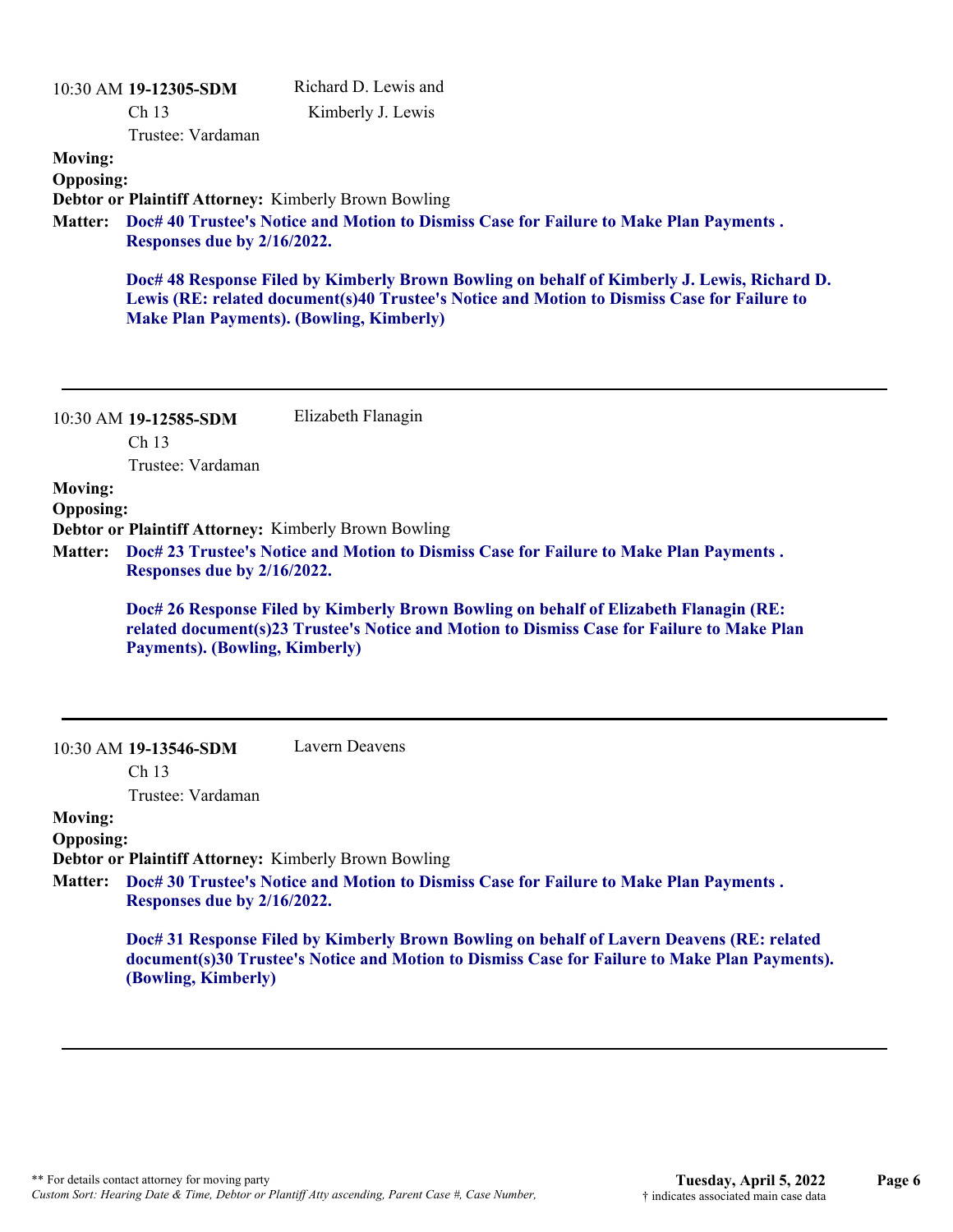10:30 AM **19-12305-SDM** Richard D. Lewis and Kimberly J. Lewis

Ch 13

Trustee: Vardaman

**Moving:**

**Opposing:**

**Debtor or Plaintiff Attorney:** Kimberly Brown Bowling

**Matter:** **Doc# 40 Trustee's Notice and Motion to Dismiss Case for Failure to Make Plan Payments . Responses due by 2/16/2022.**

**Doc# 48 Response Filed by Kimberly Brown Bowling on behalf of Kimberly J. Lewis, Richard D. Lewis (RE: related document(s)40 Trustee's Notice and Motion to Dismiss Case for Failure to Make Plan Payments). (Bowling, Kimberly)**

---

10:30 AM **19-12585-SDM** Elizabeth Flanagin

Ch 13

Trustee: Vardaman

**Moving:**

**Opposing:**

**Debtor or Plaintiff Attorney:** Kimberly Brown Bowling

**Matter:** **Doc# 23 Trustee's Notice and Motion to Dismiss Case for Failure to Make Plan Payments . Responses due by 2/16/2022.**

**Doc# 26 Response Filed by Kimberly Brown Bowling on behalf of Elizabeth Flanagin (RE: related document(s)23 Trustee's Notice and Motion to Dismiss Case for Failure to Make Plan Payments). (Bowling, Kimberly)**

---

10:30 AM **19-13546-SDM** Lavern Deavens

Ch 13

Trustee: Vardaman

**Moving:**

**Opposing:**

**Debtor or Plaintiff Attorney:** Kimberly Brown Bowling

**Matter:** **Doc# 30 Trustee's Notice and Motion to Dismiss Case for Failure to Make Plan Payments . Responses due by 2/16/2022.**

**Doc# 31 Response Filed by Kimberly Brown Bowling on behalf of Lavern Deavens (RE: related document(s)30 Trustee's Notice and Motion to Dismiss Case for Failure to Make Plan Payments). (Bowling, Kimberly)**

---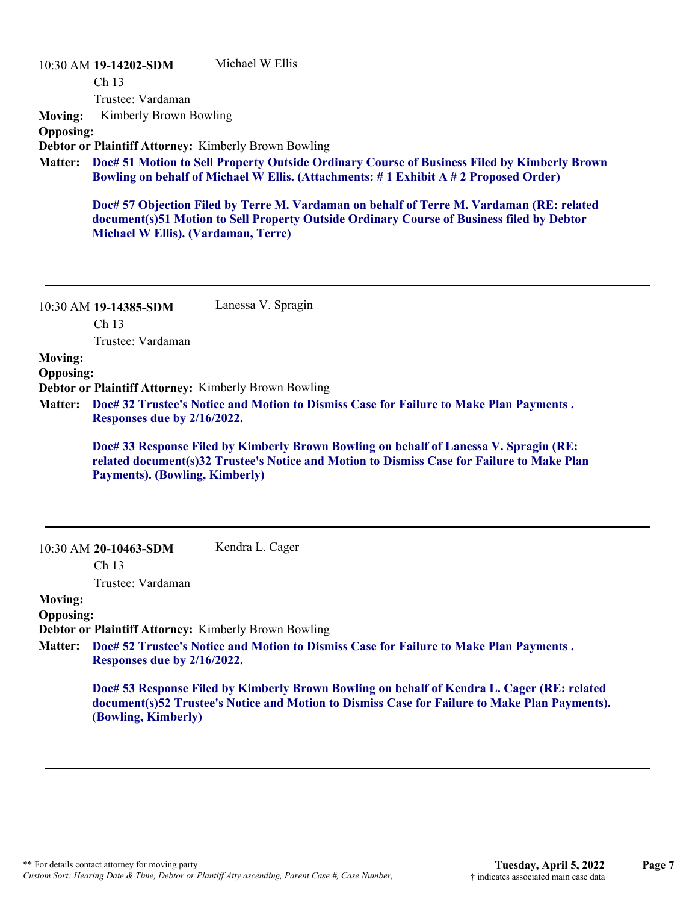10:30 AM **19-14202-SDM** Michael W Ellis

Ch 13

Trustee: Vardaman

**Moving:** Kimberly Brown Bowling

**Opposing:**

**Debtor or Plaintiff Attorney:** Kimberly Brown Bowling

**Matter:** **Doc# 51 Motion to Sell Property Outside Ordinary Course of Business Filed by Kimberly Brown Bowling on behalf of Michael W Ellis. (Attachments: # 1 Exhibit A # 2 Proposed Order)**

**Doc# 57 Objection Filed by Terre M. Vardaman on behalf of Terre M. Vardaman (RE: related document(s)51 Motion to Sell Property Outside Ordinary Course of Business filed by Debtor Michael W Ellis). (Vardaman, Terre)**

---

10:30 AM **19-14385-SDM** Lanessa V. Spragin

Ch 13

Trustee: Vardaman

**Moving:**

**Opposing:**

**Debtor or Plaintiff Attorney:** Kimberly Brown Bowling

**Matter:** **Doc# 32 Trustee's Notice and Motion to Dismiss Case for Failure to Make Plan Payments . Responses due by 2/16/2022.**

**Doc# 33 Response Filed by Kimberly Brown Bowling on behalf of Lanessa V. Spragin (RE: related document(s)32 Trustee's Notice and Motion to Dismiss Case for Failure to Make Plan Payments). (Bowling, Kimberly)**

---

10:30 AM **20-10463-SDM** Kendra L. Cager

Ch 13

Trustee: Vardaman

**Moving:**

**Opposing:**

**Debtor or Plaintiff Attorney:** Kimberly Brown Bowling

**Matter:** **Doc# 52 Trustee's Notice and Motion to Dismiss Case for Failure to Make Plan Payments . Responses due by 2/16/2022.**

**Doc# 53 Response Filed by Kimberly Brown Bowling on behalf of Kendra L. Cager (RE: related document(s)52 Trustee's Notice and Motion to Dismiss Case for Failure to Make Plan Payments). (Bowling, Kimberly)**

---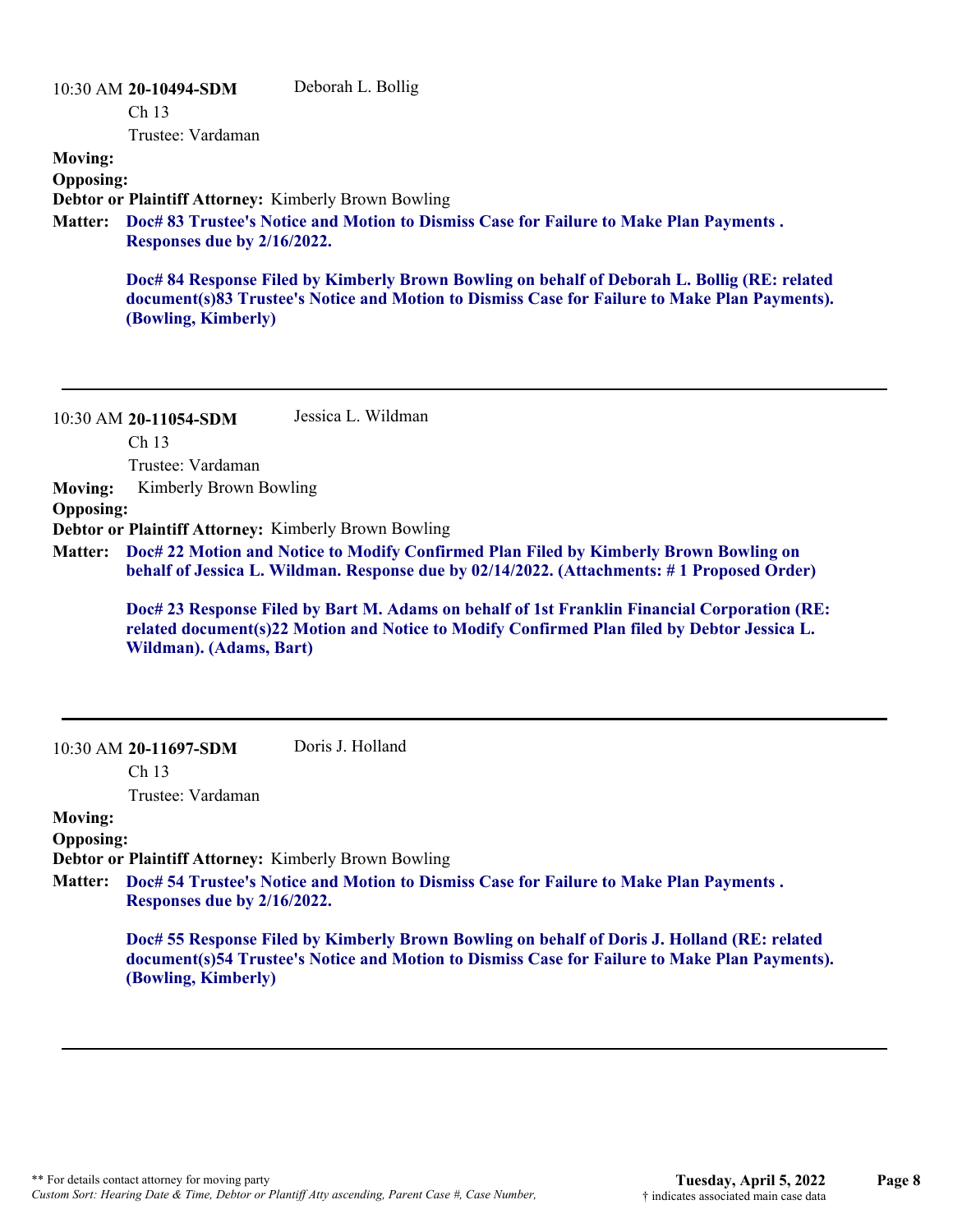10:30 AM **20-10494-SDM** Deborah L. Bollig

Ch 13

Trustee: Vardaman

**Moving:**

**Opposing:**

**Debtor or Plaintiff Attorney:** Kimberly Brown Bowling

**Matter:** **Doc# 83 Trustee's Notice and Motion to Dismiss Case for Failure to Make Plan Payments . Responses due by 2/16/2022.**

**Doc# 84 Response Filed by Kimberly Brown Bowling on behalf of Deborah L. Bollig (RE: related document(s)83 Trustee's Notice and Motion to Dismiss Case for Failure to Make Plan Payments). (Bowling, Kimberly)**

---

10:30 AM **20-11054-SDM** Jessica L. Wildman

Ch 13

Trustee: Vardaman

**Moving:** Kimberly Brown Bowling

**Opposing:**

**Debtor or Plaintiff Attorney:** Kimberly Brown Bowling

**Matter:** **Doc# 22 Motion and Notice to Modify Confirmed Plan Filed by Kimberly Brown Bowling on behalf of Jessica L. Wildman. Response due by 02/14/2022. (Attachments: # 1 Proposed Order)**

**Doc# 23 Response Filed by Bart M. Adams on behalf of 1st Franklin Financial Corporation (RE: related document(s)22 Motion and Notice to Modify Confirmed Plan filed by Debtor Jessica L. Wildman). (Adams, Bart)**

---

10:30 AM **20-11697-SDM** Doris J. Holland

Ch 13

Trustee: Vardaman

**Moving:**

**Opposing:**

**Debtor or Plaintiff Attorney:** Kimberly Brown Bowling

**Matter:** **Doc# 54 Trustee's Notice and Motion to Dismiss Case for Failure to Make Plan Payments . Responses due by 2/16/2022.**

**Doc# 55 Response Filed by Kimberly Brown Bowling on behalf of Doris J. Holland (RE: related document(s)54 Trustee's Notice and Motion to Dismiss Case for Failure to Make Plan Payments). (Bowling, Kimberly)**

---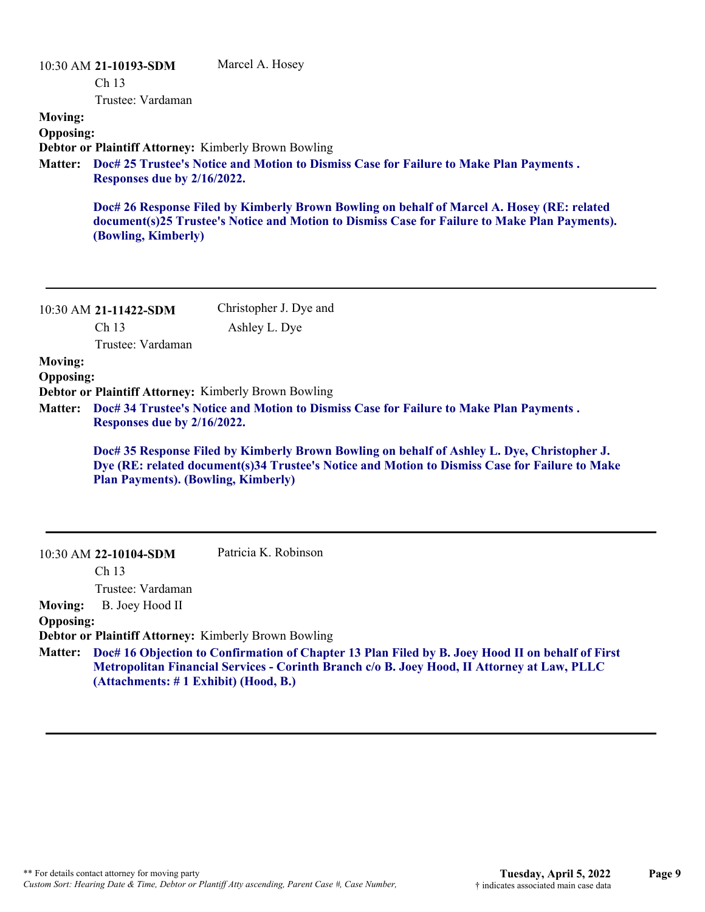10:30 AM **21-10193-SDM** Marcel A. Hosey
Ch 13
Trustee: Vardaman

**Moving:**
**Opposing:**
**Debtor or Plaintiff Attorney:** Kimberly Brown Bowling

**Matter:** **Doc# 25 Trustee's Notice and Motion to Dismiss Case for Failure to Make Plan Payments . Responses due by 2/16/2022.**

**Doc# 26 Response Filed by Kimberly Brown Bowling on behalf of Marcel A. Hosey (RE: related document(s)25 Trustee's Notice and Motion to Dismiss Case for Failure to Make Plan Payments). (Bowling, Kimberly)**

---

10:30 AM **21-11422-SDM** Christopher J. Dye and Ashley L. Dye
Ch 13
Trustee: Vardaman

**Moving:**
**Opposing:**
**Debtor or Plaintiff Attorney:** Kimberly Brown Bowling

**Matter:** **Doc# 34 Trustee's Notice and Motion to Dismiss Case for Failure to Make Plan Payments . Responses due by 2/16/2022.**

**Doc# 35 Response Filed by Kimberly Brown Bowling on behalf of Ashley L. Dye, Christopher J. Dye (RE: related document(s)34 Trustee's Notice and Motion to Dismiss Case for Failure to Make Plan Payments). (Bowling, Kimberly)**

---

10:30 AM **22-10104-SDM** Patricia K. Robinson
Ch 13
Trustee: Vardaman

**Moving:** B. Joey Hood II
**Opposing:**
**Debtor or Plaintiff Attorney:** Kimberly Brown Bowling

**Matter:** **Doc# 16 Objection to Confirmation of Chapter 13 Plan Filed by B. Joey Hood II on behalf of First Metropolitan Financial Services - Corinth Branch c/o B. Joey Hood, II Attorney at Law, PLLC (Attachments: # 1 Exhibit) (Hood, B.)**

---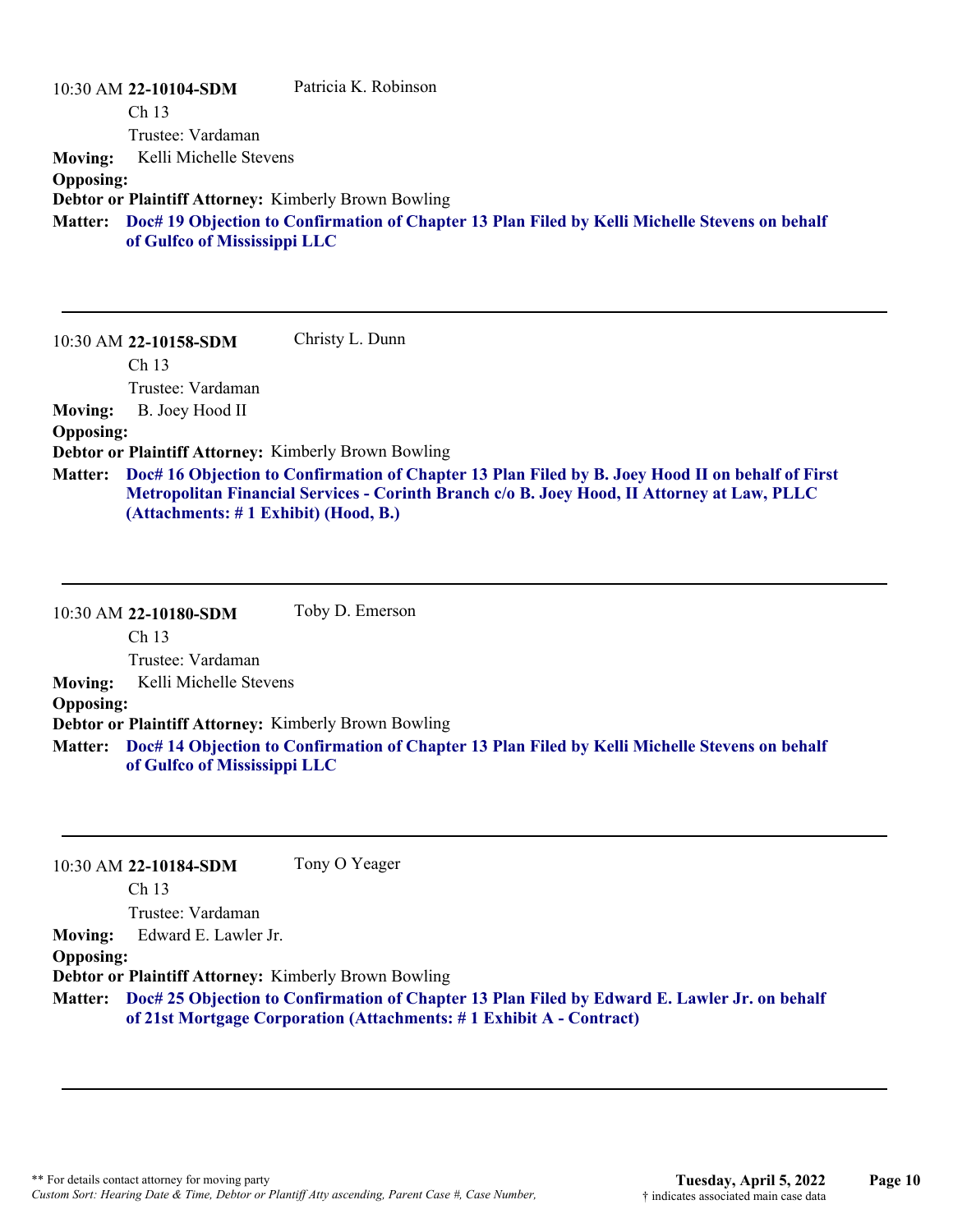10:30 AM **22-10104-SDM** Patricia K. Robinson
Ch 13
Trustee: Vardaman

**Moving:** Kelli Michelle Stevens
**Opposing:**
**Debtor or Plaintiff Attorney:** Kimberly Brown Bowling
**Matter:** **Doc# 19 Objection to Confirmation of Chapter 13 Plan Filed by Kelli Michelle Stevens on behalf of Gulfco of Mississippi LLC**

---

10:30 AM **22-10158-SDM** Christy L. Dunn
Ch 13
Trustee: Vardaman

**Moving:** B. Joey Hood II
**Opposing:**
**Debtor or Plaintiff Attorney:** Kimberly Brown Bowling
**Matter:** **Doc# 16 Objection to Confirmation of Chapter 13 Plan Filed by B. Joey Hood II on behalf of First Metropolitan Financial Services - Corinth Branch c/o B. Joey Hood, II Attorney at Law, PLLC (Attachments: # 1 Exhibit) (Hood, B.)**

---

10:30 AM **22-10180-SDM** Toby D. Emerson
Ch 13
Trustee: Vardaman

**Moving:** Kelli Michelle Stevens
**Opposing:**
**Debtor or Plaintiff Attorney:** Kimberly Brown Bowling
**Matter:** **Doc# 14 Objection to Confirmation of Chapter 13 Plan Filed by Kelli Michelle Stevens on behalf of Gulfco of Mississippi LLC**

---

10:30 AM **22-10184-SDM** Tony O Yeager
Ch 13
Trustee: Vardaman

**Moving:** Edward E. Lawler Jr.
**Opposing:**
**Debtor or Plaintiff Attorney:** Kimberly Brown Bowling
**Matter:** **Doc# 25 Objection to Confirmation of Chapter 13 Plan Filed by Edward E. Lawler Jr. on behalf of 21st Mortgage Corporation (Attachments: # 1 Exhibit A - Contract)**

---

** For details contact attorney for moving party
*Custom Sort: Hearing Date & Time, Debtor or Plantiff Atty ascending, Parent Case #, Case Number,*

**Tuesday, April 5, 2022**
† indicates associated main case data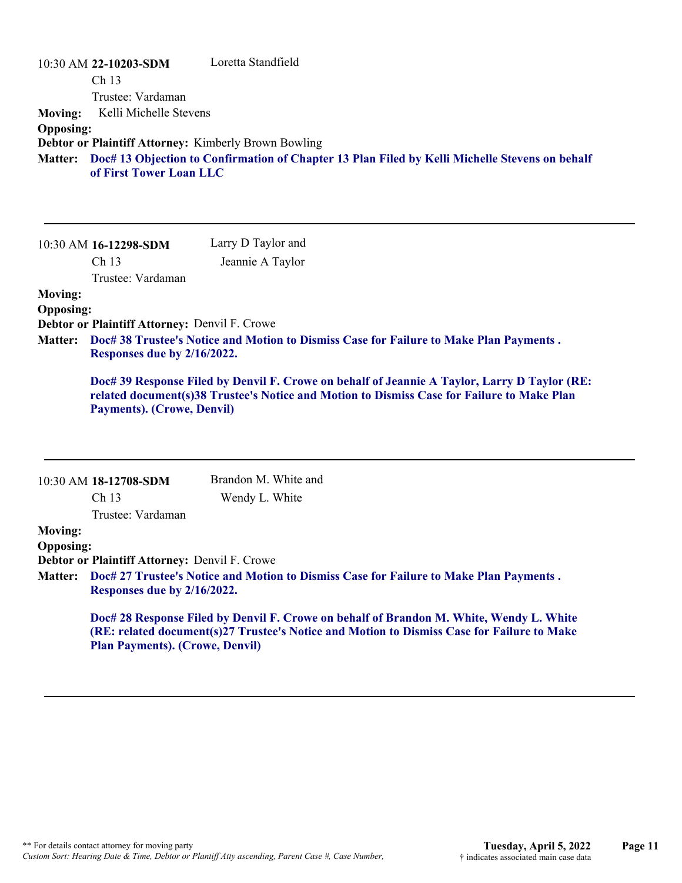10:30 AM **22-10203-SDM** Loretta Standfield

Ch 13

Trustee: Vardaman

**Moving:** Kelli Michelle Stevens

**Opposing:**

**Debtor or Plaintiff Attorney:** Kimberly Brown Bowling

**Matter:** **Doc# 13 Objection to Confirmation of Chapter 13 Plan Filed by Kelli Michelle Stevens on behalf of First Tower Loan LLC**

---

10:30 AM **16-12298-SDM** Larry D Taylor and Jeannie A Taylor

Ch 13

Trustee: Vardaman

**Moving:**

**Opposing:**

**Debtor or Plaintiff Attorney:** Denvil F. Crowe

**Matter:** **Doc# 38 Trustee's Notice and Motion to Dismiss Case for Failure to Make Plan Payments . Responses due by 2/16/2022.**

**Doc# 39 Response Filed by Denvil F. Crowe on behalf of Jeannie A Taylor, Larry D Taylor (RE: related document(s)38 Trustee's Notice and Motion to Dismiss Case for Failure to Make Plan Payments). (Crowe, Denvil)**

---

10:30 AM **18-12708-SDM** Brandon M. White and Wendy L. White

Ch 13

Trustee: Vardaman

**Moving:**

**Opposing:**

**Debtor or Plaintiff Attorney:** Denvil F. Crowe

**Matter:** **Doc# 27 Trustee's Notice and Motion to Dismiss Case for Failure to Make Plan Payments . Responses due by 2/16/2022.**

**Doc# 28 Response Filed by Denvil F. Crowe on behalf of Brandon M. White, Wendy L. White (RE: related document(s)27 Trustee's Notice and Motion to Dismiss Case for Failure to Make Plan Payments). (Crowe, Denvil)**

---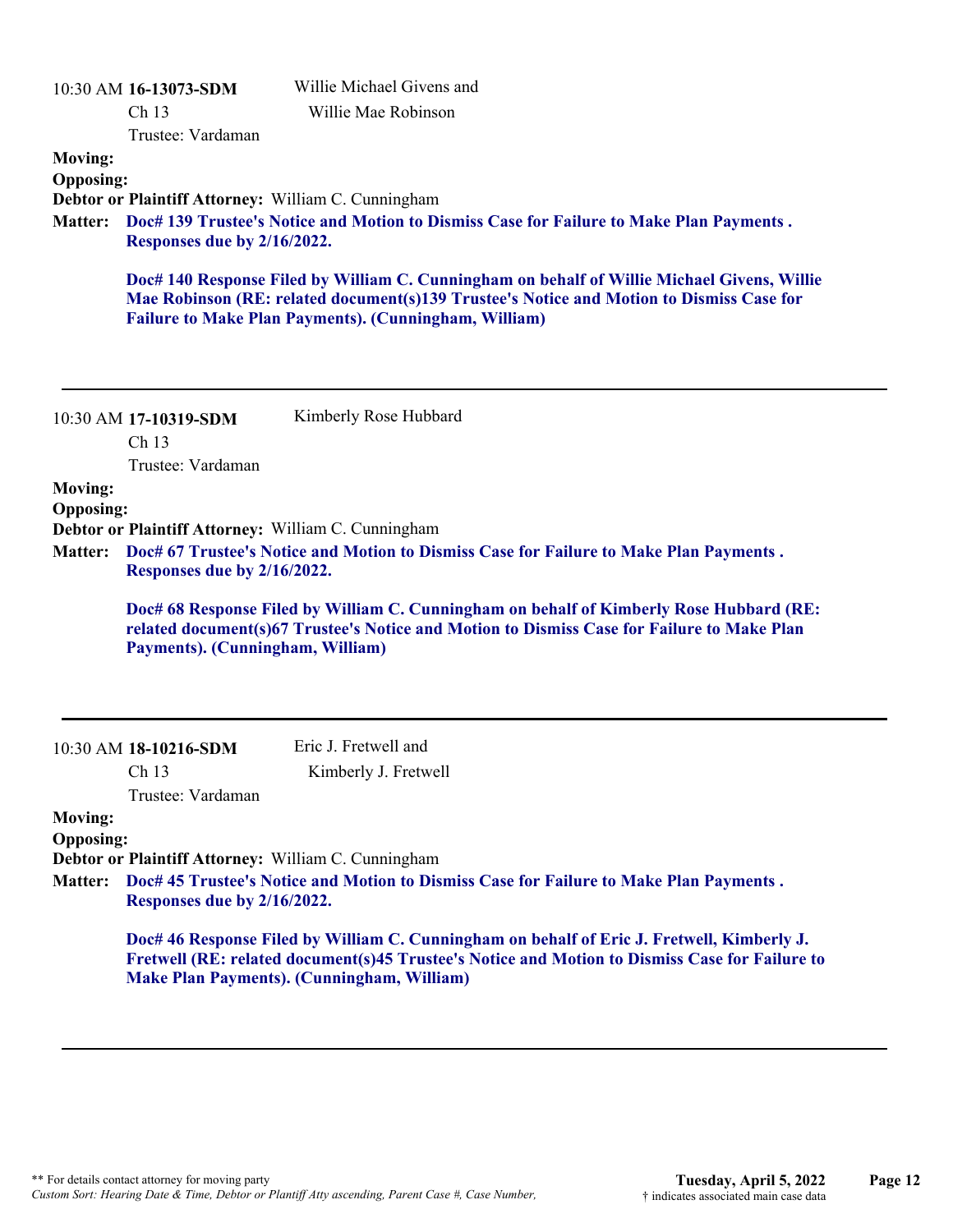10:30 AM **16-13073-SDM**
Ch 13
Trustee: Vardaman

Willie Michael Givens and
Willie Mae Robinson

**Moving:**

**Opposing:**

**Debtor or Plaintiff Attorney:** William C. Cunningham

**Matter:** **Doc# 139 Trustee's Notice and Motion to Dismiss Case for Failure to Make Plan Payments . Responses due by 2/16/2022.**

**Doc# 140 Response Filed by William C. Cunningham on behalf of Willie Michael Givens, Willie Mae Robinson (RE: related document(s)139 Trustee's Notice and Motion to Dismiss Case for Failure to Make Plan Payments). (Cunningham, William)**

---

10:30 AM **17-10319-SDM**
Ch 13
Trustee: Vardaman

Kimberly Rose Hubbard

**Moving:**

**Opposing:**

**Debtor or Plaintiff Attorney:** William C. Cunningham

**Matter:** **Doc# 67 Trustee's Notice and Motion to Dismiss Case for Failure to Make Plan Payments . Responses due by 2/16/2022.**

**Doc# 68 Response Filed by William C. Cunningham on behalf of Kimberly Rose Hubbard (RE: related document(s)67 Trustee's Notice and Motion to Dismiss Case for Failure to Make Plan Payments). (Cunningham, William)**

---

10:30 AM **18-10216-SDM**
Ch 13
Trustee: Vardaman

Eric J. Fretwell and
Kimberly J. Fretwell

**Moving:**

**Opposing:**

**Debtor or Plaintiff Attorney:** William C. Cunningham

**Matter:** **Doc# 45 Trustee's Notice and Motion to Dismiss Case for Failure to Make Plan Payments . Responses due by 2/16/2022.**

**Doc# 46 Response Filed by William C. Cunningham on behalf of Eric J. Fretwell, Kimberly J. Fretwell (RE: related document(s)45 Trustee's Notice and Motion to Dismiss Case for Failure to Make Plan Payments). (Cunningham, William)**

---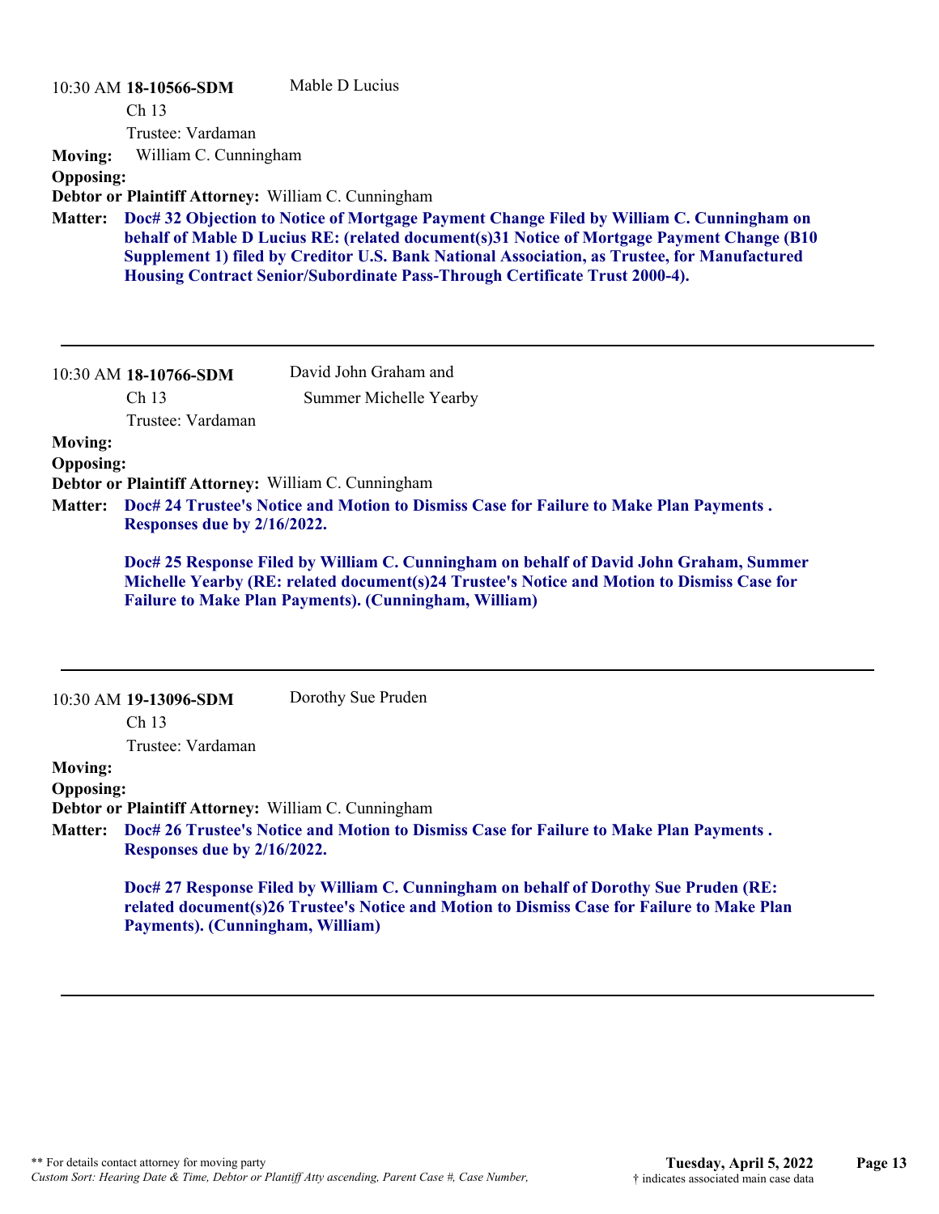10:30 AM **18-10566-SDM** Mable D Lucius

Ch 13

Trustee: Vardaman

**Moving:** William C. Cunningham

**Opposing:**

**Debtor or Plaintiff Attorney:** William C. Cunningham

**Matter:** **Doc# 32 Objection to Notice of Mortgage Payment Change Filed by William C. Cunningham on behalf of Mable D Lucius RE: (related document(s)31 Notice of Mortgage Payment Change (B10 Supplement 1) filed by Creditor U.S. Bank National Association, as Trustee, for Manufactured Housing Contract Senior/Subordinate Pass-Through Certificate Trust 2000-4).**

---

10:30 AM **18-10766-SDM** David John Graham and Summer Michelle Yearby

Ch 13

Trustee: Vardaman

**Moving:**

**Opposing:**

**Debtor or Plaintiff Attorney:** William C. Cunningham

**Matter:** **Doc# 24 Trustee's Notice and Motion to Dismiss Case for Failure to Make Plan Payments . Responses due by 2/16/2022.**

**Doc# 25 Response Filed by William C. Cunningham on behalf of David John Graham, Summer Michelle Yearby (RE: related document(s)24 Trustee's Notice and Motion to Dismiss Case for Failure to Make Plan Payments). (Cunningham, William)**

---

10:30 AM **19-13096-SDM** Dorothy Sue Pruden

Ch 13

Trustee: Vardaman

**Moving:**

**Opposing:**

**Debtor or Plaintiff Attorney:** William C. Cunningham

**Matter:** **Doc# 26 Trustee's Notice and Motion to Dismiss Case for Failure to Make Plan Payments . Responses due by 2/16/2022.**

**Doc# 27 Response Filed by William C. Cunningham on behalf of Dorothy Sue Pruden (RE: related document(s)26 Trustee's Notice and Motion to Dismiss Case for Failure to Make Plan Payments). (Cunningham, William)**

---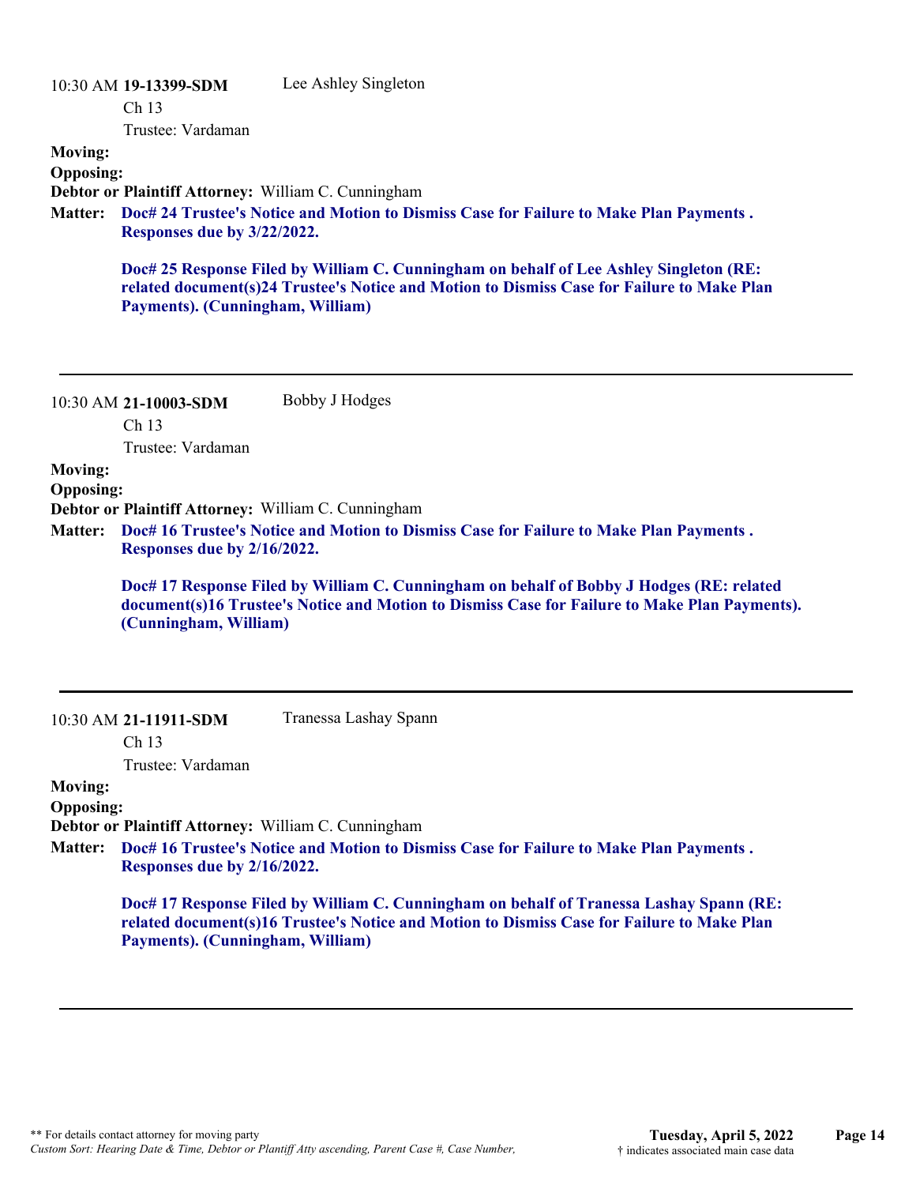10:30 AM **19-13399-SDM** Lee Ashley Singleton

Ch 13

Trustee: Vardaman

**Moving:**

**Opposing:**

**Debtor or Plaintiff Attorney:** William C. Cunningham

**Matter:** **Doc# 24 Trustee's Notice and Motion to Dismiss Case for Failure to Make Plan Payments . Responses due by 3/22/2022.**

**Doc# 25 Response Filed by William C. Cunningham on behalf of Lee Ashley Singleton (RE: related document(s)24 Trustee's Notice and Motion to Dismiss Case for Failure to Make Plan Payments). (Cunningham, William)**

---

10:30 AM **21-10003-SDM** Bobby J Hodges

Ch 13

Trustee: Vardaman

**Moving:**

**Opposing:**

**Debtor or Plaintiff Attorney:** William C. Cunningham

**Matter:** **Doc# 16 Trustee's Notice and Motion to Dismiss Case for Failure to Make Plan Payments . Responses due by 2/16/2022.**

**Doc# 17 Response Filed by William C. Cunningham on behalf of Bobby J Hodges (RE: related document(s)16 Trustee's Notice and Motion to Dismiss Case for Failure to Make Plan Payments). (Cunningham, William)**

---

10:30 AM **21-11911-SDM** Tranessa Lashay Spann

Ch 13

Trustee: Vardaman

**Moving:**

**Opposing:**

**Debtor or Plaintiff Attorney:** William C. Cunningham

**Matter:** **Doc# 16 Trustee's Notice and Motion to Dismiss Case for Failure to Make Plan Payments . Responses due by 2/16/2022.**

**Doc# 17 Response Filed by William C. Cunningham on behalf of Tranessa Lashay Spann (RE: related document(s)16 Trustee's Notice and Motion to Dismiss Case for Failure to Make Plan Payments). (Cunningham, William)**

---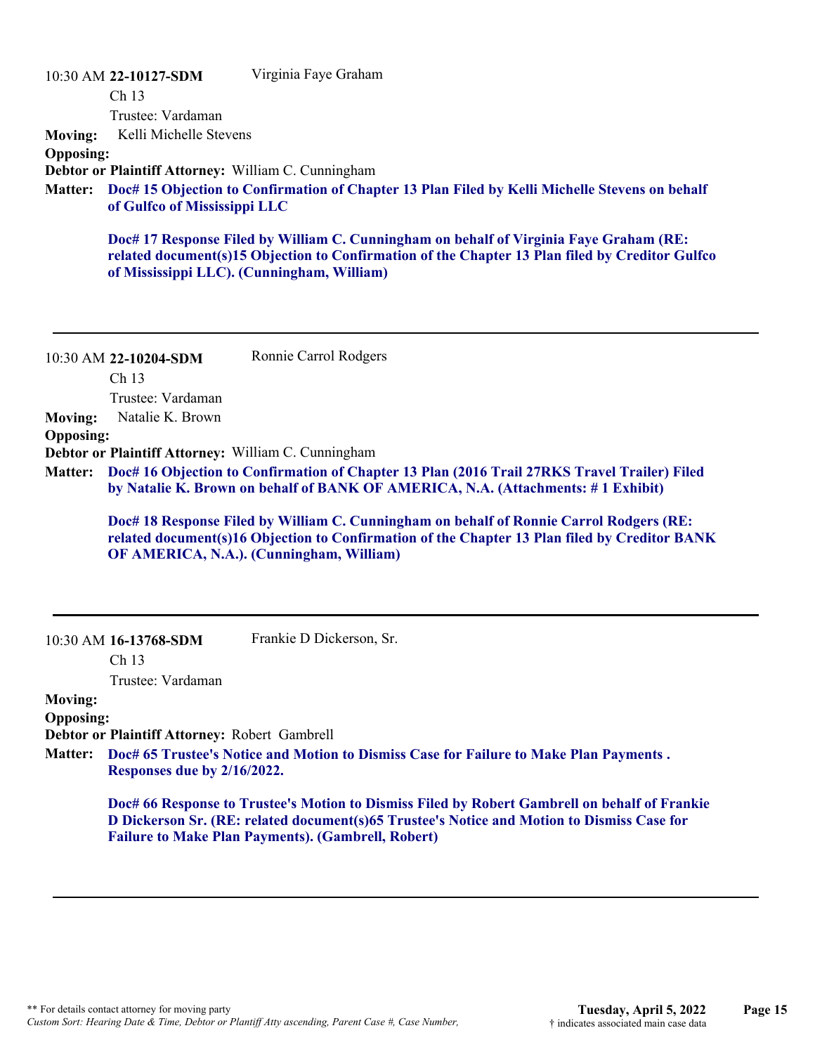10:30 AM **22-10127-SDM** Virginia Faye Graham

Ch 13

Trustee: Vardaman

**Moving:** Kelli Michelle Stevens

**Opposing:**

**Debtor or Plaintiff Attorney:** William C. Cunningham

**Matter:** **Doc# 15 Objection to Confirmation of Chapter 13 Plan Filed by Kelli Michelle Stevens on behalf of Gulfco of Mississippi LLC**

**Doc# 17 Response Filed by William C. Cunningham on behalf of Virginia Faye Graham (RE: related document(s)15 Objection to Confirmation of the Chapter 13 Plan filed by Creditor Gulfco of Mississippi LLC). (Cunningham, William)**

---

10:30 AM **22-10204-SDM** Ronnie Carrol Rodgers

Ch 13

Trustee: Vardaman

**Moving:** Natalie K. Brown

**Opposing:**

**Debtor or Plaintiff Attorney:** William C. Cunningham

**Matter:** **Doc# 16 Objection to Confirmation of Chapter 13 Plan (2016 Trail 27RKS Travel Trailer) Filed by Natalie K. Brown on behalf of BANK OF AMERICA, N.A. (Attachments: # 1 Exhibit)**

**Doc# 18 Response Filed by William C. Cunningham on behalf of Ronnie Carrol Rodgers (RE: related document(s)16 Objection to Confirmation of the Chapter 13 Plan filed by Creditor BANK OF AMERICA, N.A.). (Cunningham, William)**

---

10:30 AM **16-13768-SDM** Frankie D Dickerson, Sr.

Ch 13

Trustee: Vardaman

**Moving:**

**Opposing:**

**Debtor or Plaintiff Attorney:** Robert Gambrell

**Matter:** **Doc# 65 Trustee's Notice and Motion to Dismiss Case for Failure to Make Plan Payments . Responses due by 2/16/2022.**

**Doc# 66 Response to Trustee's Motion to Dismiss Filed by Robert Gambrell on behalf of Frankie D Dickerson Sr. (RE: related document(s)65 Trustee's Notice and Motion to Dismiss Case for Failure to Make Plan Payments). (Gambrell, Robert)**

---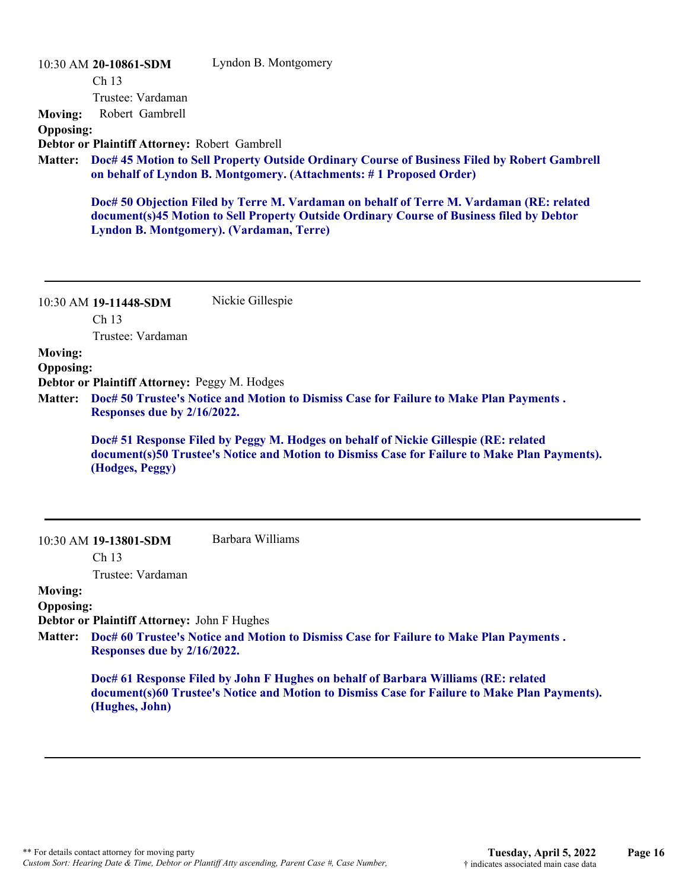10:30 AM **20-10861-SDM** Lyndon B. Montgomery

Ch 13

Trustee: Vardaman

**Moving:** Robert Gambrell

**Opposing:**

**Debtor or Plaintiff Attorney:** Robert Gambrell

**Matter:** **Doc# 45 Motion to Sell Property Outside Ordinary Course of Business Filed by Robert Gambrell on behalf of Lyndon B. Montgomery. (Attachments: # 1 Proposed Order)**

**Doc# 50 Objection Filed by Terre M. Vardaman on behalf of Terre M. Vardaman (RE: related document(s)45 Motion to Sell Property Outside Ordinary Course of Business filed by Debtor Lyndon B. Montgomery). (Vardaman, Terre)**

---

10:30 AM **19-11448-SDM** Nickie Gillespie

Ch 13

Trustee: Vardaman

**Moving:**

**Opposing:**

**Debtor or Plaintiff Attorney:** Peggy M. Hodges

**Matter:** **Doc# 50 Trustee's Notice and Motion to Dismiss Case for Failure to Make Plan Payments . Responses due by 2/16/2022.**

**Doc# 51 Response Filed by Peggy M. Hodges on behalf of Nickie Gillespie (RE: related document(s)50 Trustee's Notice and Motion to Dismiss Case for Failure to Make Plan Payments). (Hodges, Peggy)**

---

10:30 AM **19-13801-SDM** Barbara Williams

Ch 13

Trustee: Vardaman

**Moving:**

**Opposing:**

**Debtor or Plaintiff Attorney:** John F Hughes

**Matter:** **Doc# 60 Trustee's Notice and Motion to Dismiss Case for Failure to Make Plan Payments . Responses due by 2/16/2022.**

**Doc# 61 Response Filed by John F Hughes on behalf of Barbara Williams (RE: related document(s)60 Trustee's Notice and Motion to Dismiss Case for Failure to Make Plan Payments). (Hughes, John)**

---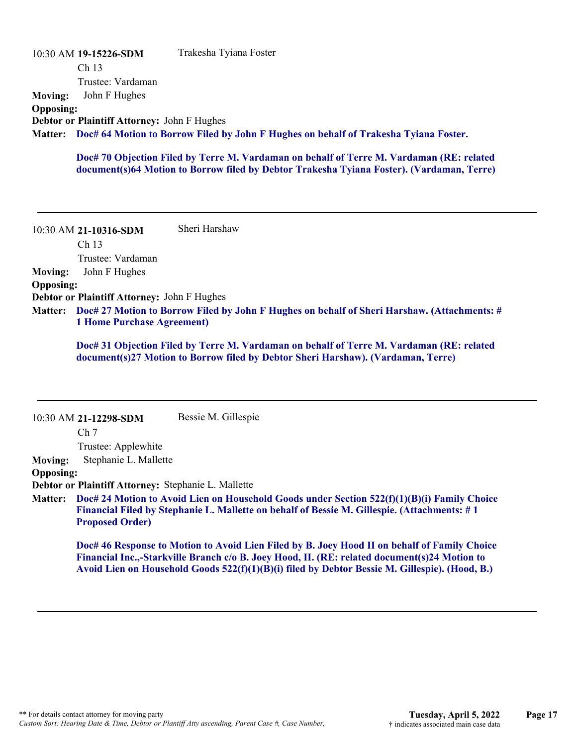10:30 AM **19-15226-SDM** Trakesha Tyiana Foster

Ch 13

Trustee: Vardaman

**Moving:** John F Hughes

**Opposing:**

**Debtor or Plaintiff Attorney:** John F Hughes

**Matter:** **Doc# 64 Motion to Borrow Filed by John F Hughes on behalf of Trakesha Tyiana Foster.**

**Doc# 70 Objection Filed by Terre M. Vardaman on behalf of Terre M. Vardaman (RE: related document(s)64 Motion to Borrow filed by Debtor Trakesha Tyiana Foster). (Vardaman, Terre)**

---

10:30 AM **21-10316-SDM** Sheri Harshaw

Ch 13

Trustee: Vardaman

**Moving:** John F Hughes

**Opposing:**

**Debtor or Plaintiff Attorney:** John F Hughes

**Matter:** **Doc# 27 Motion to Borrow Filed by John F Hughes on behalf of Sheri Harshaw. (Attachments: # 1 Home Purchase Agreement)**

**Doc# 31 Objection Filed by Terre M. Vardaman on behalf of Terre M. Vardaman (RE: related document(s)27 Motion to Borrow filed by Debtor Sheri Harshaw). (Vardaman, Terre)**

---

10:30 AM **21-12298-SDM** Bessie M. Gillespie

Ch 7

Trustee: Applewhite

**Moving:** Stephanie L. Mallette

**Opposing:**

**Debtor or Plaintiff Attorney:** Stephanie L. Mallette

**Matter:** **Doc# 24 Motion to Avoid Lien on Household Goods under Section 522(f)(1)(B)(i) Family Choice Financial Filed by Stephanie L. Mallette on behalf of Bessie M. Gillespie. (Attachments: # 1 Proposed Order)**

**Doc# 46 Response to Motion to Avoid Lien Filed by B. Joey Hood II on behalf of Family Choice Financial Inc.,-Starkville Branch c/o B. Joey Hood, II. (RE: related document(s)24 Motion to Avoid Lien on Household Goods 522(f)(1)(B)(i) filed by Debtor Bessie M. Gillespie). (Hood, B.)**

---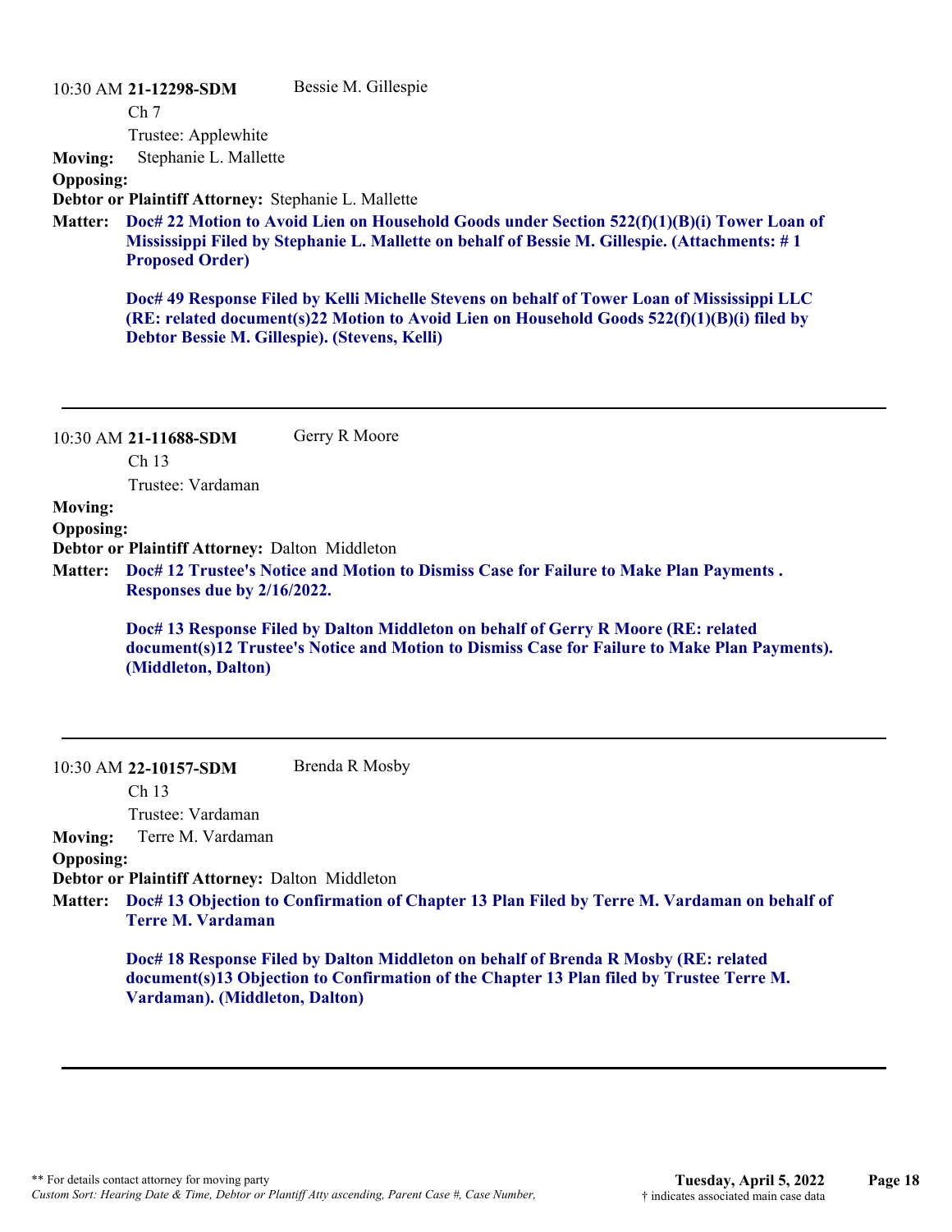10:30 AM **21-12298-SDM** Bessie M. Gillespie

Ch 7

Trustee: Applewhite

**Moving:** Stephanie L. Mallette

**Opposing:**

**Debtor or Plaintiff Attorney:** Stephanie L. Mallette

**Matter:** **Doc# 22 Motion to Avoid Lien on Household Goods under Section 522(f)(1)(B)(i) Tower Loan of Mississippi Filed by Stephanie L. Mallette on behalf of Bessie M. Gillespie. (Attachments: # 1 Proposed Order)**

**Doc# 49 Response Filed by Kelli Michelle Stevens on behalf of Tower Loan of Mississippi LLC (RE: related document(s)22 Motion to Avoid Lien on Household Goods 522(f)(1)(B)(i) filed by Debtor Bessie M. Gillespie). (Stevens, Kelli)**

---

10:30 AM **21-11688-SDM** Gerry R Moore

Ch 13

Trustee: Vardaman

**Moving:**

**Opposing:**

**Debtor or Plaintiff Attorney:** Dalton Middleton

**Matter:** **Doc# 12 Trustee's Notice and Motion to Dismiss Case for Failure to Make Plan Payments . Responses due by 2/16/2022.**

**Doc# 13 Response Filed by Dalton Middleton on behalf of Gerry R Moore (RE: related document(s)12 Trustee's Notice and Motion to Dismiss Case for Failure to Make Plan Payments). (Middleton, Dalton)**

---

10:30 AM **22-10157-SDM** Brenda R Mosby

Ch 13

Trustee: Vardaman

**Moving:** Terre M. Vardaman

**Opposing:**

**Debtor or Plaintiff Attorney:** Dalton Middleton

**Matter:** **Doc# 13 Objection to Confirmation of Chapter 13 Plan Filed by Terre M. Vardaman on behalf of Terre M. Vardaman**

**Doc# 18 Response Filed by Dalton Middleton on behalf of Brenda R Mosby (RE: related document(s)13 Objection to Confirmation of the Chapter 13 Plan filed by Trustee Terre M. Vardaman). (Middleton, Dalton)**

---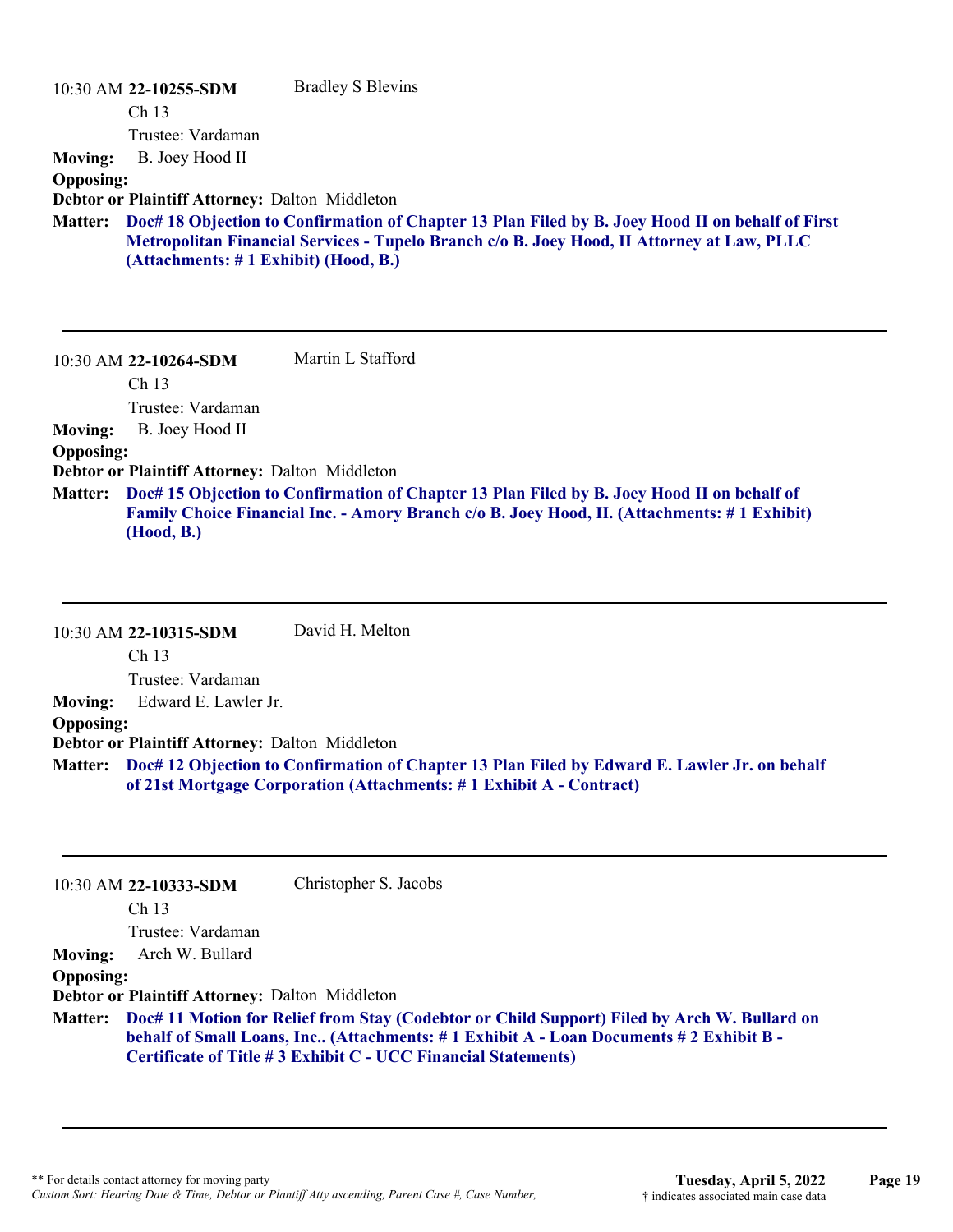10:30 AM **22-10255-SDM** Bradley S Blevins

Ch 13

Trustee: Vardaman

**Moving:** B. Joey Hood II

**Opposing:**

**Debtor or Plaintiff Attorney:** Dalton Middleton

**Matter:** **Doc# 18 Objection to Confirmation of Chapter 13 Plan Filed by B. Joey Hood II on behalf of First Metropolitan Financial Services - Tupelo Branch c/o B. Joey Hood, II Attorney at Law, PLLC (Attachments: # 1 Exhibit) (Hood, B.)**

---

10:30 AM **22-10264-SDM** Martin L Stafford

Ch 13

Trustee: Vardaman

**Moving:** B. Joey Hood II

**Opposing:**

**Debtor or Plaintiff Attorney:** Dalton Middleton

**Matter:** **Doc# 15 Objection to Confirmation of Chapter 13 Plan Filed by B. Joey Hood II on behalf of Family Choice Financial Inc. - Amory Branch c/o B. Joey Hood, II. (Attachments: # 1 Exhibit) (Hood, B.)**

---

10:30 AM **22-10315-SDM** David H. Melton

Ch 13

Trustee: Vardaman

**Moving:** Edward E. Lawler Jr.

**Opposing:**

**Debtor or Plaintiff Attorney:** Dalton Middleton

**Matter:** **Doc# 12 Objection to Confirmation of Chapter 13 Plan Filed by Edward E. Lawler Jr. on behalf of 21st Mortgage Corporation (Attachments: # 1 Exhibit A - Contract)**

---

10:30 AM **22-10333-SDM** Christopher S. Jacobs

Ch 13

Trustee: Vardaman

**Moving:** Arch W. Bullard

**Opposing:**

**Debtor or Plaintiff Attorney:** Dalton Middleton

**Matter:** **Doc# 11 Motion for Relief from Stay (Codebtor or Child Support) Filed by Arch W. Bullard on behalf of Small Loans, Inc.. (Attachments: # 1 Exhibit A - Loan Documents # 2 Exhibit B - Certificate of Title # 3 Exhibit C - UCC Financial Statements)**

---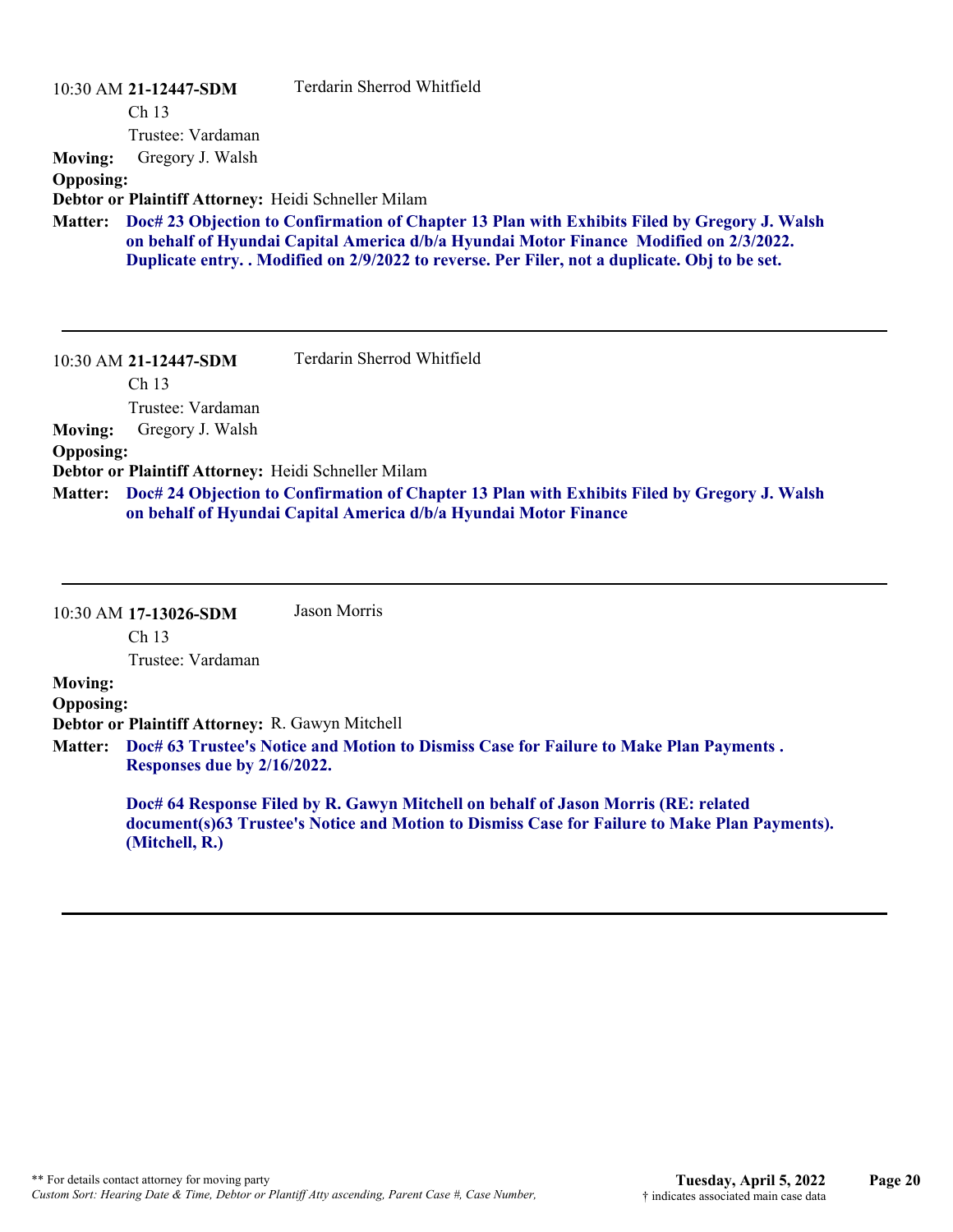10:30 AM **21-12447-SDM** Terdarin Sherrod Whitfield

Ch 13

Trustee: Vardaman

**Moving:** Gregory J. Walsh

**Opposing:**

**Debtor or Plaintiff Attorney:** Heidi Schneller Milam

**Matter:** **Doc# 23 Objection to Confirmation of Chapter 13 Plan with Exhibits Filed by Gregory J. Walsh on behalf of Hyundai Capital America d/b/a Hyundai Motor Finance Modified on 2/3/2022. Duplicate entry. . Modified on 2/9/2022 to reverse. Per Filer, not a duplicate. Obj to be set.**

---

10:30 AM **21-12447-SDM** Terdarin Sherrod Whitfield

Ch 13

Trustee: Vardaman

**Moving:** Gregory J. Walsh

**Opposing:**

**Debtor or Plaintiff Attorney:** Heidi Schneller Milam

**Matter:** **Doc# 24 Objection to Confirmation of Chapter 13 Plan with Exhibits Filed by Gregory J. Walsh on behalf of Hyundai Capital America d/b/a Hyundai Motor Finance**

---

10:30 AM **17-13026-SDM** Jason Morris

Ch 13

Trustee: Vardaman

**Moving:**

**Opposing:**

**Debtor or Plaintiff Attorney:** R. Gawyn Mitchell

**Matter:** **Doc# 63 Trustee's Notice and Motion to Dismiss Case for Failure to Make Plan Payments . Responses due by 2/16/2022.**

**Doc# 64 Response Filed by R. Gawyn Mitchell on behalf of Jason Morris (RE: related document(s)63 Trustee's Notice and Motion to Dismiss Case for Failure to Make Plan Payments). (Mitchell, R.)**

---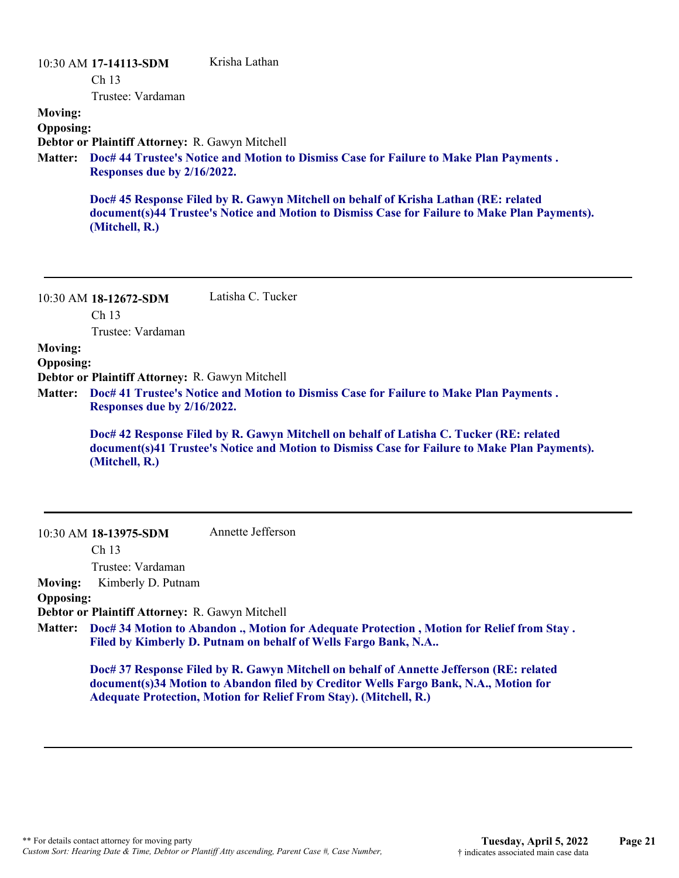10:30 AM **17-14113-SDM** Krisha Lathan

Ch 13

Trustee: Vardaman

**Moving:**

**Opposing:**

**Debtor or Plaintiff Attorney:** R. Gawyn Mitchell

**Matter:** **Doc# 44 Trustee's Notice and Motion to Dismiss Case for Failure to Make Plan Payments . Responses due by 2/16/2022.**

**Doc# 45 Response Filed by R. Gawyn Mitchell on behalf of Krisha Lathan (RE: related document(s)44 Trustee's Notice and Motion to Dismiss Case for Failure to Make Plan Payments). (Mitchell, R.)**

---

10:30 AM **18-12672-SDM** Latisha C. Tucker

Ch 13

Trustee: Vardaman

**Moving:**

**Opposing:**

**Debtor or Plaintiff Attorney:** R. Gawyn Mitchell

**Matter:** **Doc# 41 Trustee's Notice and Motion to Dismiss Case for Failure to Make Plan Payments . Responses due by 2/16/2022.**

**Doc# 42 Response Filed by R. Gawyn Mitchell on behalf of Latisha C. Tucker (RE: related document(s)41 Trustee's Notice and Motion to Dismiss Case for Failure to Make Plan Payments). (Mitchell, R.)**

---

10:30 AM **18-13975-SDM** Annette Jefferson

Ch 13

Trustee: Vardaman

**Moving:** Kimberly D. Putnam

**Opposing:**

**Debtor or Plaintiff Attorney:** R. Gawyn Mitchell

**Matter:** **Doc# 34 Motion to Abandon ., Motion for Adequate Protection , Motion for Relief from Stay . Filed by Kimberly D. Putnam on behalf of Wells Fargo Bank, N.A..**

**Doc# 37 Response Filed by R. Gawyn Mitchell on behalf of Annette Jefferson (RE: related document(s)34 Motion to Abandon filed by Creditor Wells Fargo Bank, N.A., Motion for Adequate Protection, Motion for Relief From Stay). (Mitchell, R.)**

---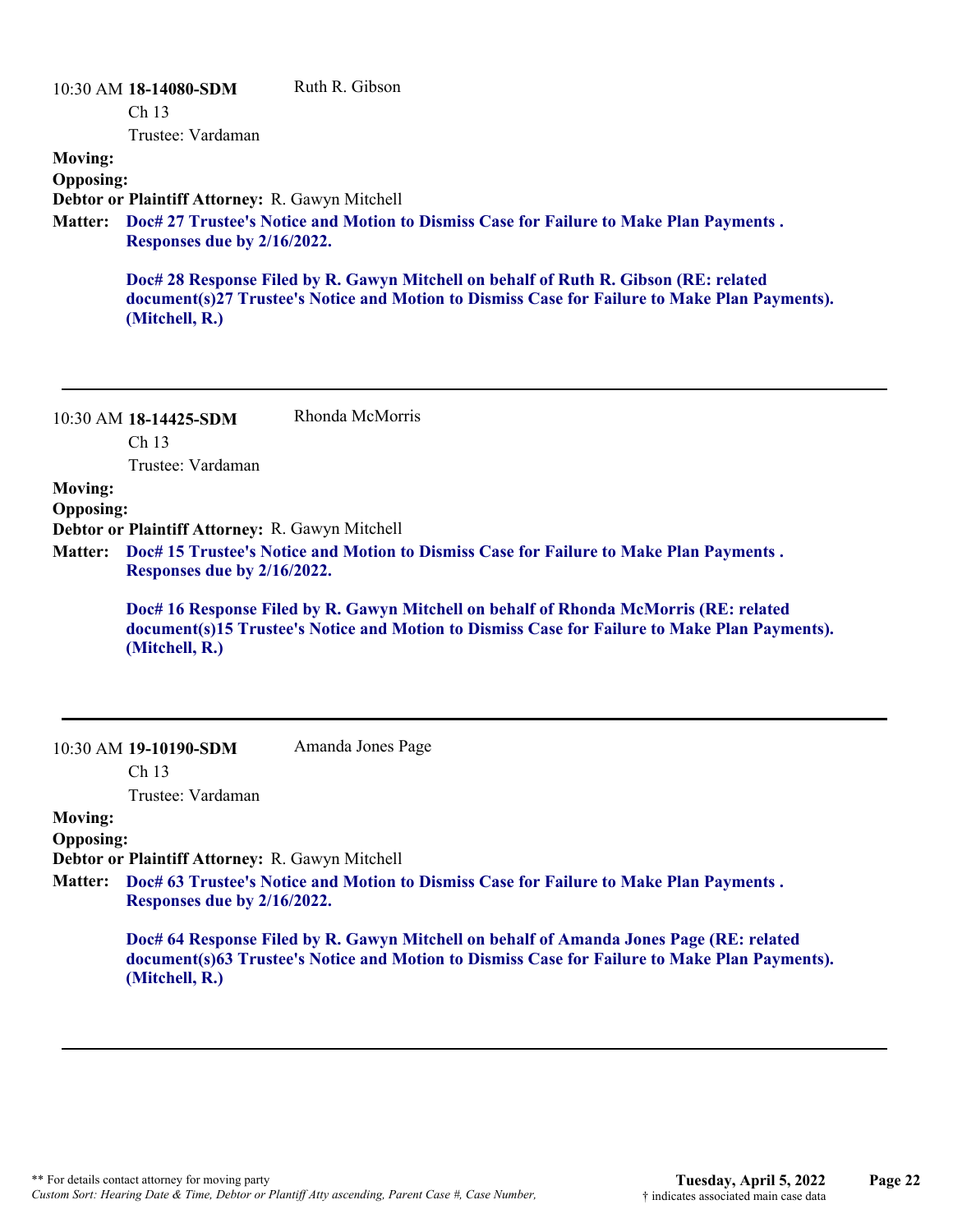10:30 AM **18-14080-SDM** Ruth R. Gibson

Ch 13

Trustee: Vardaman

**Moving:**

**Opposing:**

**Debtor or Plaintiff Attorney:** R. Gawyn Mitchell

**Matter:** **Doc# 27 Trustee's Notice and Motion to Dismiss Case for Failure to Make Plan Payments . Responses due by 2/16/2022.**

**Doc# 28 Response Filed by R. Gawyn Mitchell on behalf of Ruth R. Gibson (RE: related document(s)27 Trustee's Notice and Motion to Dismiss Case for Failure to Make Plan Payments). (Mitchell, R.)**

---

10:30 AM **18-14425-SDM** Rhonda McMorris

Ch 13

Trustee: Vardaman

**Moving:**

**Opposing:**

**Debtor or Plaintiff Attorney:** R. Gawyn Mitchell

**Matter:** **Doc# 15 Trustee's Notice and Motion to Dismiss Case for Failure to Make Plan Payments . Responses due by 2/16/2022.**

**Doc# 16 Response Filed by R. Gawyn Mitchell on behalf of Rhonda McMorris (RE: related document(s)15 Trustee's Notice and Motion to Dismiss Case for Failure to Make Plan Payments). (Mitchell, R.)**

---

10:30 AM **19-10190-SDM** Amanda Jones Page

Ch 13

Trustee: Vardaman

**Moving:**

**Opposing:**

**Debtor or Plaintiff Attorney:** R. Gawyn Mitchell

**Matter:** **Doc# 63 Trustee's Notice and Motion to Dismiss Case for Failure to Make Plan Payments . Responses due by 2/16/2022.**

**Doc# 64 Response Filed by R. Gawyn Mitchell on behalf of Amanda Jones Page (RE: related document(s)63 Trustee's Notice and Motion to Dismiss Case for Failure to Make Plan Payments). (Mitchell, R.)**

---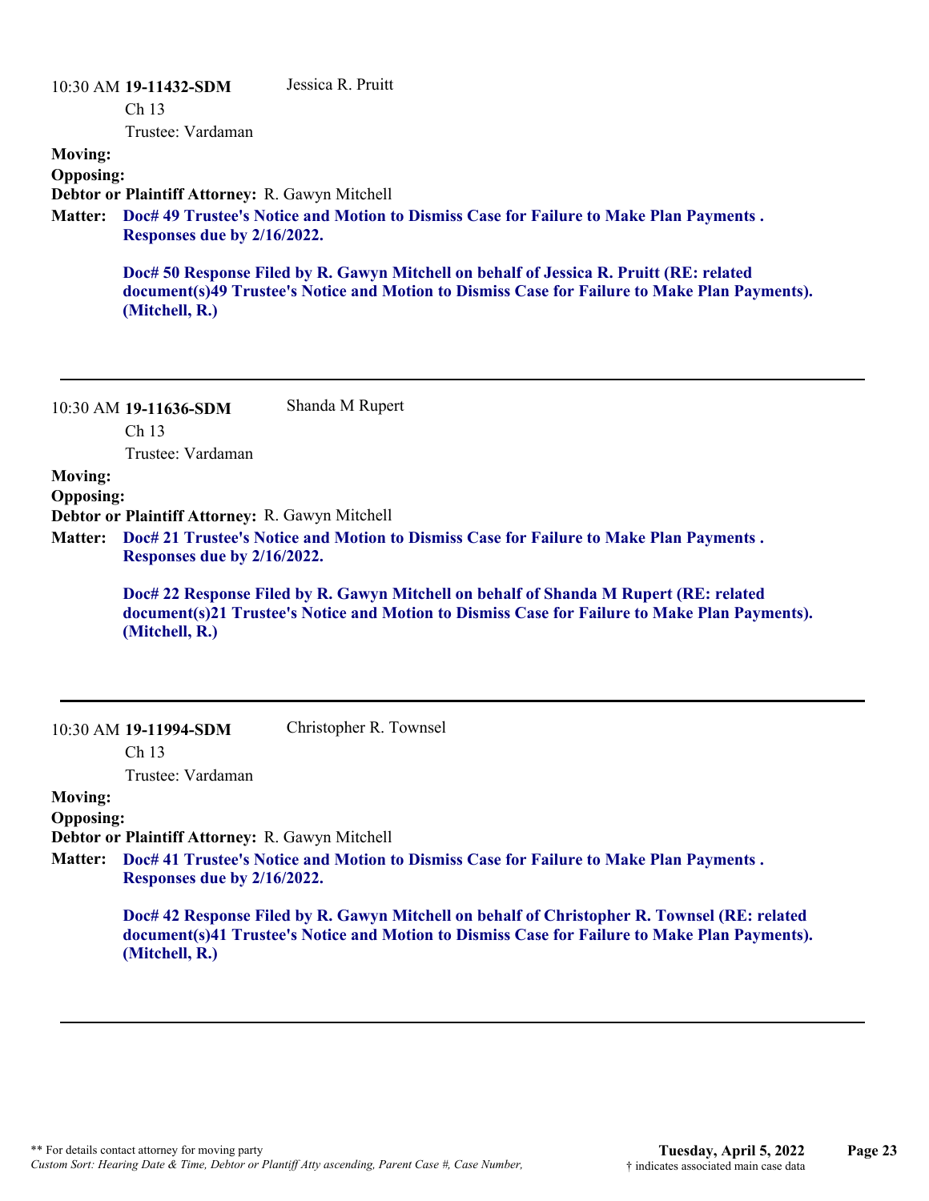10:30 AM **19-11432-SDM** Jessica R. Pruitt

Ch 13

Trustee: Vardaman

**Moving:**

**Opposing:**

**Debtor or Plaintiff Attorney:** R. Gawyn Mitchell

**Matter:** **Doc# 49 Trustee's Notice and Motion to Dismiss Case for Failure to Make Plan Payments . Responses due by 2/16/2022.**

**Doc# 50 Response Filed by R. Gawyn Mitchell on behalf of Jessica R. Pruitt (RE: related document(s)49 Trustee's Notice and Motion to Dismiss Case for Failure to Make Plan Payments). (Mitchell, R.)**

---

10:30 AM **19-11636-SDM** Shanda M Rupert

Ch 13

Trustee: Vardaman

**Moving:**

**Opposing:**

**Debtor or Plaintiff Attorney:** R. Gawyn Mitchell

**Matter:** **Doc# 21 Trustee's Notice and Motion to Dismiss Case for Failure to Make Plan Payments . Responses due by 2/16/2022.**

**Doc# 22 Response Filed by R. Gawyn Mitchell on behalf of Shanda M Rupert (RE: related document(s)21 Trustee's Notice and Motion to Dismiss Case for Failure to Make Plan Payments). (Mitchell, R.)**

---

10:30 AM **19-11994-SDM** Christopher R. Townsel

Ch 13

Trustee: Vardaman

**Moving:**

**Opposing:**

**Debtor or Plaintiff Attorney:** R. Gawyn Mitchell

**Matter:** **Doc# 41 Trustee's Notice and Motion to Dismiss Case for Failure to Make Plan Payments . Responses due by 2/16/2022.**

**Doc# 42 Response Filed by R. Gawyn Mitchell on behalf of Christopher R. Townsel (RE: related document(s)41 Trustee's Notice and Motion to Dismiss Case for Failure to Make Plan Payments). (Mitchell, R.)**

---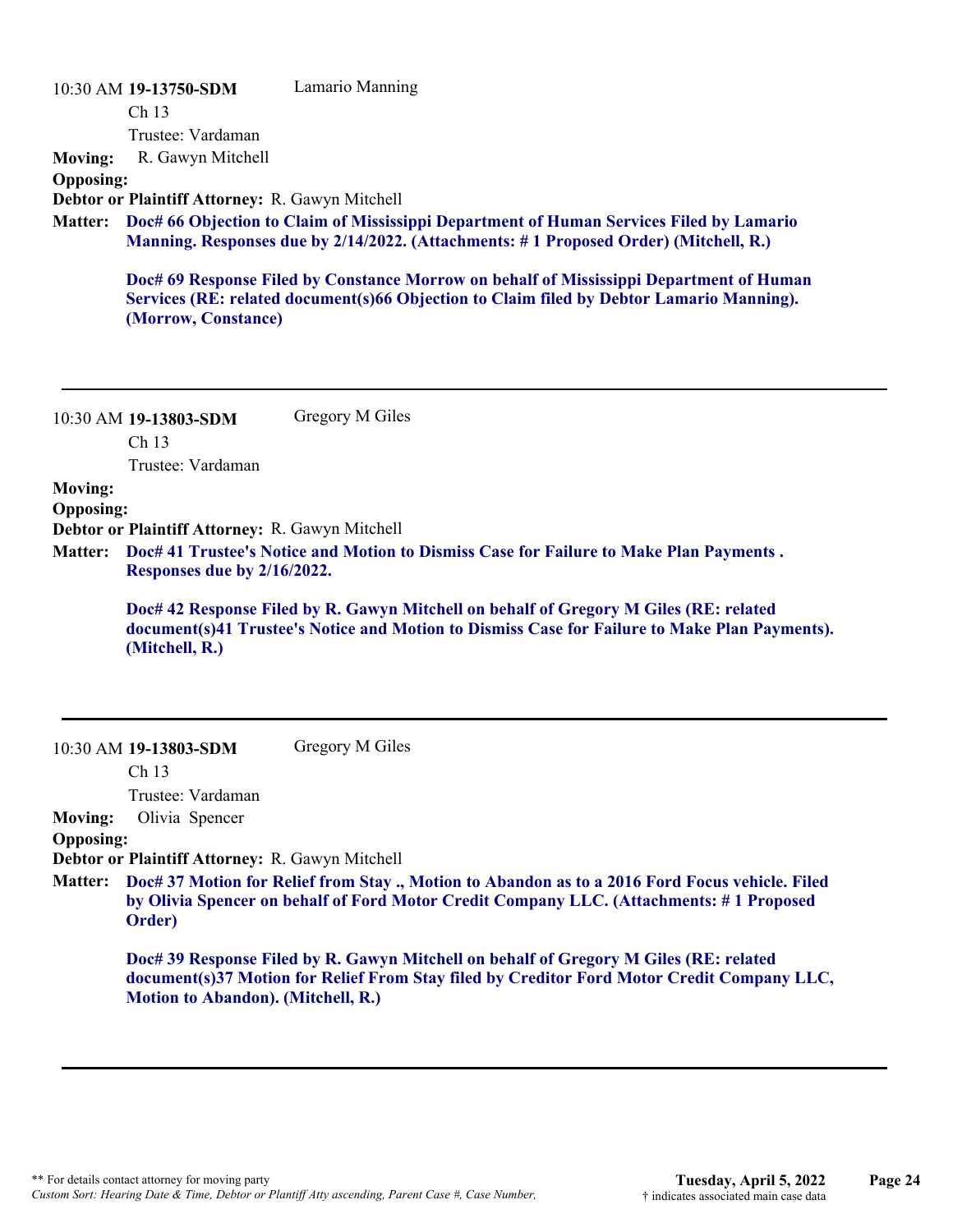10:30 AM **19-13750-SDM** Lamario Manning

Ch 13

Trustee: Vardaman

**Moving:** R. Gawyn Mitchell

**Opposing:**

**Debtor or Plaintiff Attorney:** R. Gawyn Mitchell

**Matter:** **Doc# 66 Objection to Claim of Mississippi Department of Human Services Filed by Lamario Manning. Responses due by 2/14/2022. (Attachments: # 1 Proposed Order) (Mitchell, R.)**

**Doc# 69 Response Filed by Constance Morrow on behalf of Mississippi Department of Human Services (RE: related document(s)66 Objection to Claim filed by Debtor Lamario Manning). (Morrow, Constance)**

---

10:30 AM **19-13803-SDM** Gregory M Giles

Ch 13

Trustee: Vardaman

**Moving:**

**Opposing:**

**Debtor or Plaintiff Attorney:** R. Gawyn Mitchell

**Matter:** **Doc# 41 Trustee's Notice and Motion to Dismiss Case for Failure to Make Plan Payments . Responses due by 2/16/2022.**

**Doc# 42 Response Filed by R. Gawyn Mitchell on behalf of Gregory M Giles (RE: related document(s)41 Trustee's Notice and Motion to Dismiss Case for Failure to Make Plan Payments). (Mitchell, R.)**

---

10:30 AM **19-13803-SDM** Gregory M Giles

Ch 13

Trustee: Vardaman

**Moving:** Olivia Spencer

**Opposing:**

**Debtor or Plaintiff Attorney:** R. Gawyn Mitchell

**Matter:** **Doc# 37 Motion for Relief from Stay ., Motion to Abandon as to a 2016 Ford Focus vehicle. Filed by Olivia Spencer on behalf of Ford Motor Credit Company LLC. (Attachments: # 1 Proposed Order)**

**Doc# 39 Response Filed by R. Gawyn Mitchell on behalf of Gregory M Giles (RE: related document(s)37 Motion for Relief From Stay filed by Creditor Ford Motor Credit Company LLC, Motion to Abandon). (Mitchell, R.)**

---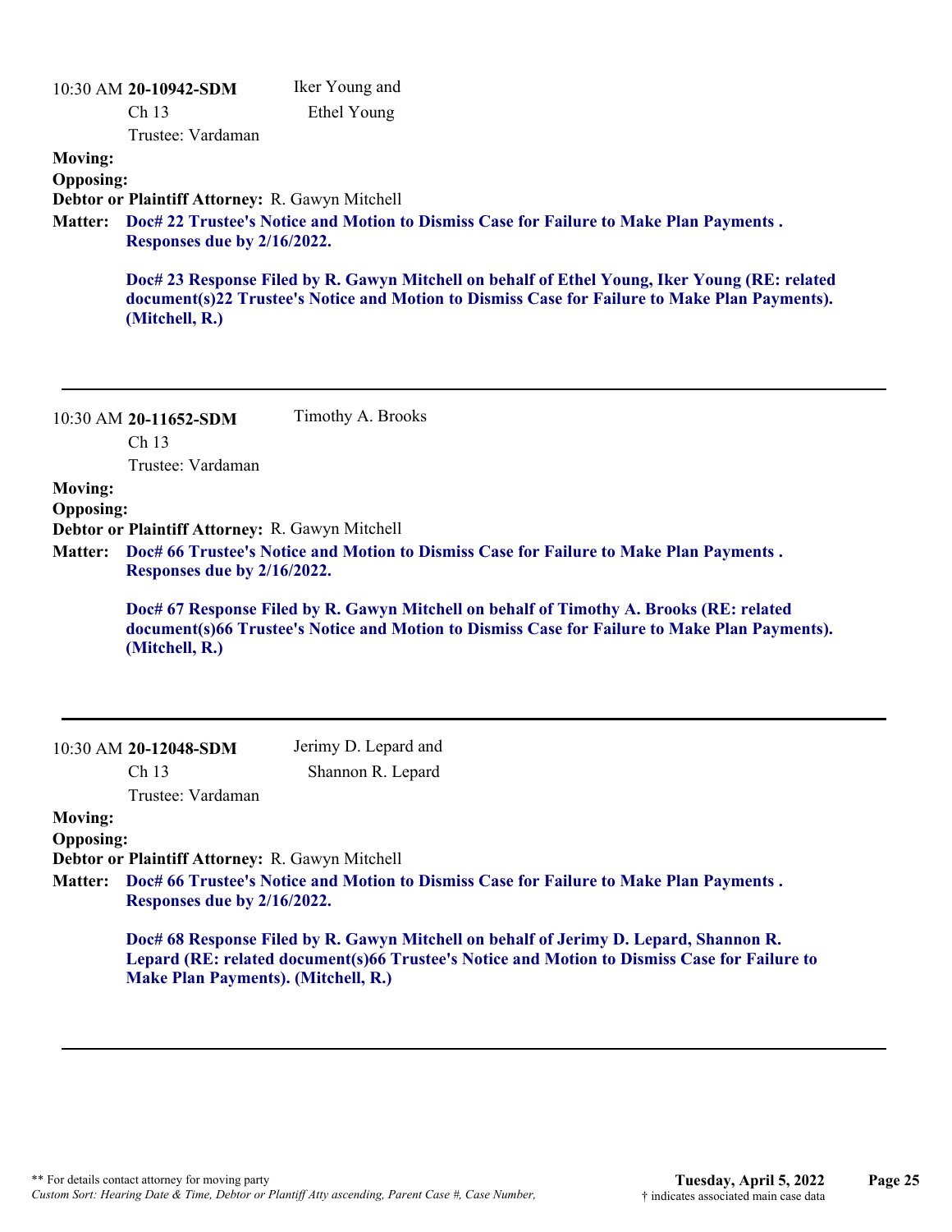10:30 AM **20-10942-SDM** Iker Young and Ethel Young
Ch 13
Trustee: Vardaman

**Moving:**
**Opposing:**
**Debtor or Plaintiff Attorney:** R. Gawyn Mitchell

**Matter:** **Doc# 22 Trustee's Notice and Motion to Dismiss Case for Failure to Make Plan Payments . Responses due by 2/16/2022.**

**Doc# 23 Response Filed by R. Gawyn Mitchell on behalf of Ethel Young, Iker Young (RE: related document(s)22 Trustee's Notice and Motion to Dismiss Case for Failure to Make Plan Payments). (Mitchell, R.)**

---

10:30 AM **20-11652-SDM** Timothy A. Brooks
Ch 13
Trustee: Vardaman

**Moving:**
**Opposing:**
**Debtor or Plaintiff Attorney:** R. Gawyn Mitchell

**Matter:** **Doc# 66 Trustee's Notice and Motion to Dismiss Case for Failure to Make Plan Payments . Responses due by 2/16/2022.**

**Doc# 67 Response Filed by R. Gawyn Mitchell on behalf of Timothy A. Brooks (RE: related document(s)66 Trustee's Notice and Motion to Dismiss Case for Failure to Make Plan Payments). (Mitchell, R.)**

---

10:30 AM **20-12048-SDM** Jerimy D. Lepard and Shannon R. Lepard
Ch 13
Trustee: Vardaman

**Moving:**
**Opposing:**
**Debtor or Plaintiff Attorney:** R. Gawyn Mitchell

**Matter:** **Doc# 66 Trustee's Notice and Motion to Dismiss Case for Failure to Make Plan Payments . Responses due by 2/16/2022.**

**Doc# 68 Response Filed by R. Gawyn Mitchell on behalf of Jerimy D. Lepard, Shannon R. Lepard (RE: related document(s)66 Trustee's Notice and Motion to Dismiss Case for Failure to Make Plan Payments). (Mitchell, R.)**

---

** For details contact attorney for moving party
*Custom Sort: Hearing Date & Time, Debtor or Plantiff Atty ascending, Parent Case #, Case Number,*

**Tuesday, April 5, 2022**
† indicates associated main case data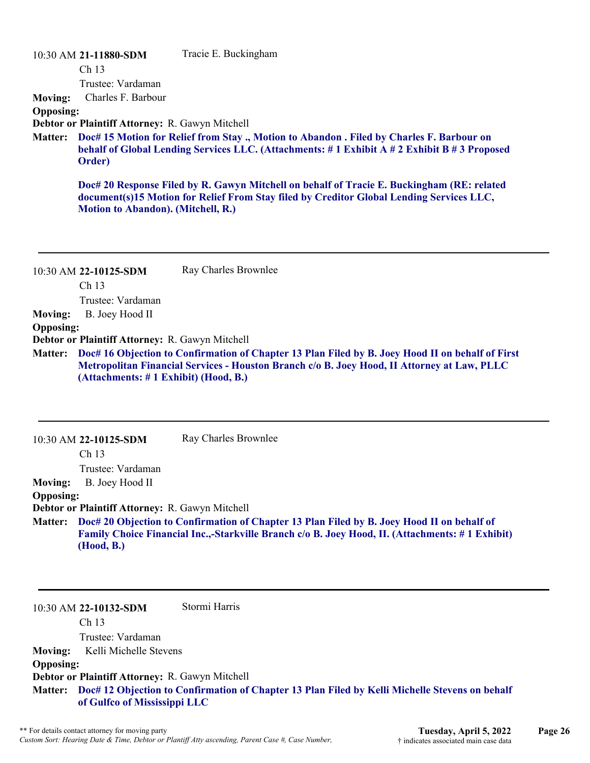10:30 AM **21-11880-SDM** Tracie E. Buckingham

Ch 13

Trustee: Vardaman

**Moving:** Charles F. Barbour

**Opposing:**

**Debtor or Plaintiff Attorney:** R. Gawyn Mitchell

**Matter:** **Doc# 15 Motion for Relief from Stay ., Motion to Abandon . Filed by Charles F. Barbour on behalf of Global Lending Services LLC. (Attachments: # 1 Exhibit A # 2 Exhibit B # 3 Proposed Order)**

**Doc# 20 Response Filed by R. Gawyn Mitchell on behalf of Tracie E. Buckingham (RE: related document(s)15 Motion for Relief From Stay filed by Creditor Global Lending Services LLC, Motion to Abandon). (Mitchell, R.)**

---

10:30 AM **22-10125-SDM** Ray Charles Brownlee

Ch 13

Trustee: Vardaman

**Moving:** B. Joey Hood II

**Opposing:**

**Debtor or Plaintiff Attorney:** R. Gawyn Mitchell

**Matter:** **Doc# 16 Objection to Confirmation of Chapter 13 Plan Filed by B. Joey Hood II on behalf of First Metropolitan Financial Services - Houston Branch c/o B. Joey Hood, II Attorney at Law, PLLC (Attachments: # 1 Exhibit) (Hood, B.)**

---

10:30 AM **22-10125-SDM** Ray Charles Brownlee

Ch 13

Trustee: Vardaman

**Moving:** B. Joey Hood II

**Opposing:**

**Debtor or Plaintiff Attorney:** R. Gawyn Mitchell

**Matter:** **Doc# 20 Objection to Confirmation of Chapter 13 Plan Filed by B. Joey Hood II on behalf of Family Choice Financial Inc.,-Starkville Branch c/o B. Joey Hood, II. (Attachments: # 1 Exhibit) (Hood, B.)**

---

10:30 AM **22-10132-SDM** Stormi Harris

Ch 13

Trustee: Vardaman

**Moving:** Kelli Michelle Stevens

**Opposing:**

**Debtor or Plaintiff Attorney:** R. Gawyn Mitchell

**Matter:** **Doc# 12 Objection to Confirmation of Chapter 13 Plan Filed by Kelli Michelle Stevens on behalf of Gulfco of Mississippi LLC**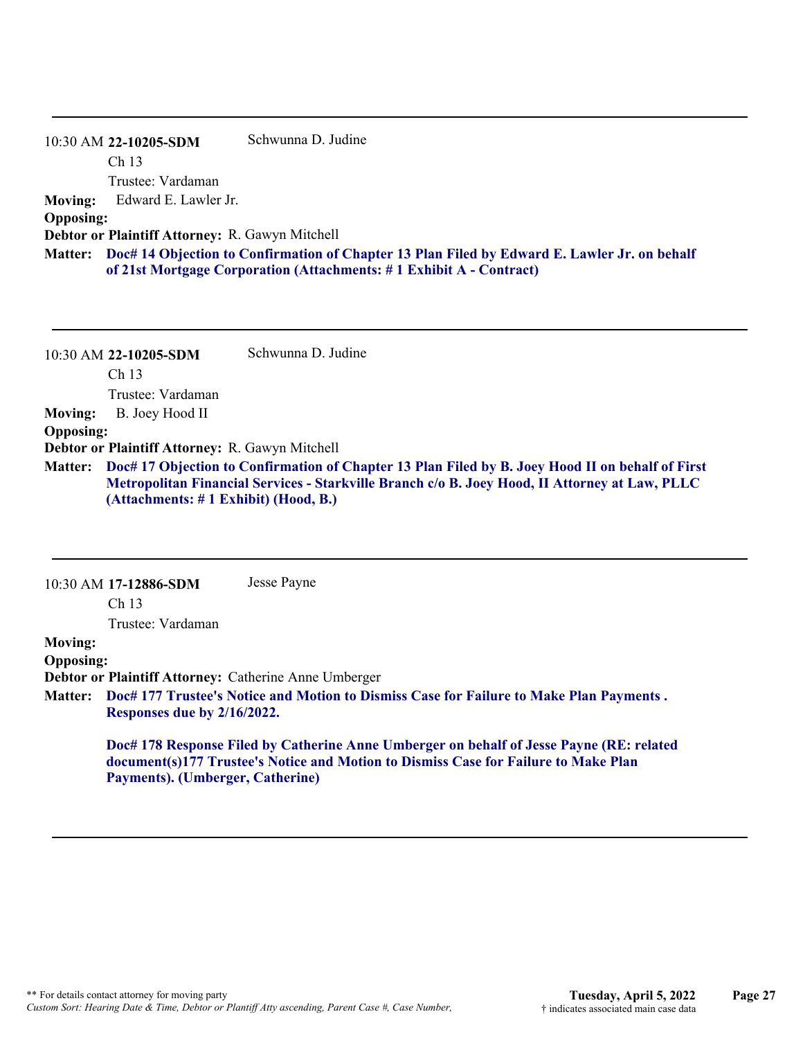---

10:30 AM **22-10205-SDM** Schwunna D. Judine

Ch 13

Trustee: Vardaman

**Moving:** Edward E. Lawler Jr.

**Opposing:**

**Debtor or Plaintiff Attorney:** R. Gawyn Mitchell

**Matter:** **Doc# 14 Objection to Confirmation of Chapter 13 Plan Filed by Edward E. Lawler Jr. on behalf of 21st Mortgage Corporation (Attachments: # 1 Exhibit A - Contract)**

---

10:30 AM **22-10205-SDM** Schwunna D. Judine

Ch 13

Trustee: Vardaman

**Moving:** B. Joey Hood II

**Opposing:**

**Debtor or Plaintiff Attorney:** R. Gawyn Mitchell

**Matter:** **Doc# 17 Objection to Confirmation of Chapter 13 Plan Filed by B. Joey Hood II on behalf of First Metropolitan Financial Services - Starkville Branch c/o B. Joey Hood, II Attorney at Law, PLLC (Attachments: # 1 Exhibit) (Hood, B.)**

---

10:30 AM **17-12886-SDM** Jesse Payne

Ch 13

Trustee: Vardaman

**Moving:**

**Opposing:**

**Debtor or Plaintiff Attorney:** Catherine Anne Umberger

**Matter:** **Doc# 177 Trustee's Notice and Motion to Dismiss Case for Failure to Make Plan Payments . Responses due by 2/16/2022.**

**Doc# 178 Response Filed by Catherine Anne Umberger on behalf of Jesse Payne (RE: related document(s)177 Trustee's Notice and Motion to Dismiss Case for Failure to Make Plan Payments). (Umberger, Catherine)**

---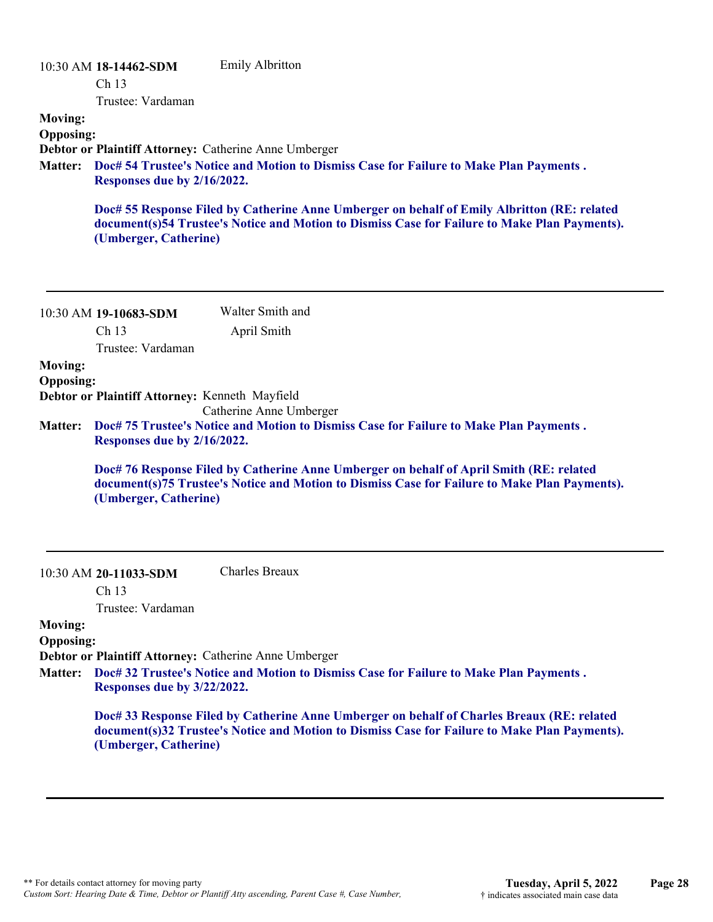10:30 AM **18-14462-SDM** Emily Albritton

Ch 13

Trustee: Vardaman

**Moving:**

**Opposing:**

**Debtor or Plaintiff Attorney:** Catherine Anne Umberger

**Matter:** **Doc# 54 Trustee's Notice and Motion to Dismiss Case for Failure to Make Plan Payments . Responses due by 2/16/2022.**

**Doc# 55 Response Filed by Catherine Anne Umberger on behalf of Emily Albritton (RE: related document(s)54 Trustee's Notice and Motion to Dismiss Case for Failure to Make Plan Payments). (Umberger, Catherine)**

---

10:30 AM **19-10683-SDM** Walter Smith and April Smith

Ch 13

Trustee: Vardaman

**Moving:**

**Opposing:**

**Debtor or Plaintiff Attorney:** Kenneth Mayfield
Catherine Anne Umberger

**Matter:** **Doc# 75 Trustee's Notice and Motion to Dismiss Case for Failure to Make Plan Payments . Responses due by 2/16/2022.**

**Doc# 76 Response Filed by Catherine Anne Umberger on behalf of April Smith (RE: related document(s)75 Trustee's Notice and Motion to Dismiss Case for Failure to Make Plan Payments). (Umberger, Catherine)**

---

10:30 AM **20-11033-SDM** Charles Breaux

Ch 13

Trustee: Vardaman

**Moving:**

**Opposing:**

**Debtor or Plaintiff Attorney:** Catherine Anne Umberger

**Matter:** **Doc# 32 Trustee's Notice and Motion to Dismiss Case for Failure to Make Plan Payments . Responses due by 3/22/2022.**

**Doc# 33 Response Filed by Catherine Anne Umberger on behalf of Charles Breaux (RE: related document(s)32 Trustee's Notice and Motion to Dismiss Case for Failure to Make Plan Payments). (Umberger, Catherine)**

---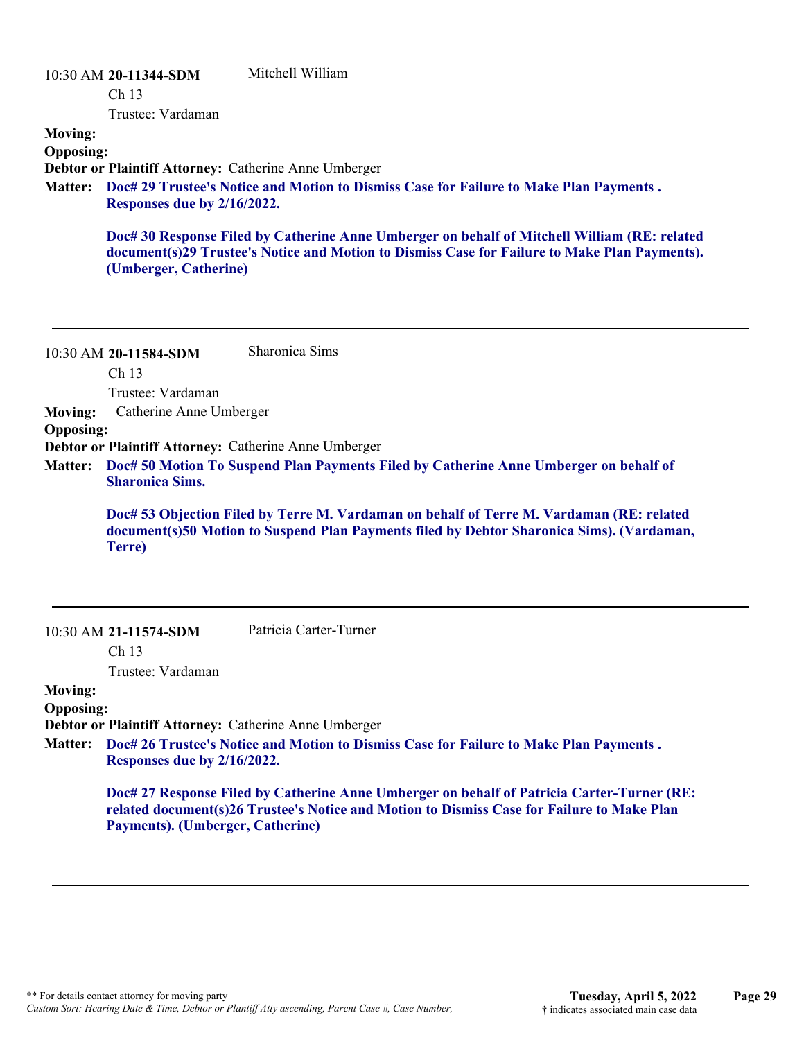10:30 AM **20-11344-SDM** Mitchell William

Ch 13

Trustee: Vardaman

**Moving:**

**Opposing:**

**Debtor or Plaintiff Attorney:** Catherine Anne Umberger

**Matter:** **Doc# 29 Trustee's Notice and Motion to Dismiss Case for Failure to Make Plan Payments . Responses due by 2/16/2022.**

**Doc# 30 Response Filed by Catherine Anne Umberger on behalf of Mitchell William (RE: related document(s)29 Trustee's Notice and Motion to Dismiss Case for Failure to Make Plan Payments). (Umberger, Catherine)**

---

10:30 AM **20-11584-SDM** Sharonica Sims

Ch 13

Trustee: Vardaman

**Moving:** Catherine Anne Umberger

**Opposing:**

**Debtor or Plaintiff Attorney:** Catherine Anne Umberger

**Matter:** **Doc# 50 Motion To Suspend Plan Payments Filed by Catherine Anne Umberger on behalf of Sharonica Sims.**

**Doc# 53 Objection Filed by Terre M. Vardaman on behalf of Terre M. Vardaman (RE: related document(s)50 Motion to Suspend Plan Payments filed by Debtor Sharonica Sims). (Vardaman, Terre)**

---

10:30 AM **21-11574-SDM** Patricia Carter-Turner

Ch 13

Trustee: Vardaman

**Moving:**

**Opposing:**

**Debtor or Plaintiff Attorney:** Catherine Anne Umberger

**Matter:** **Doc# 26 Trustee's Notice and Motion to Dismiss Case for Failure to Make Plan Payments . Responses due by 2/16/2022.**

**Doc# 27 Response Filed by Catherine Anne Umberger on behalf of Patricia Carter-Turner (RE: related document(s)26 Trustee's Notice and Motion to Dismiss Case for Failure to Make Plan Payments). (Umberger, Catherine)**

---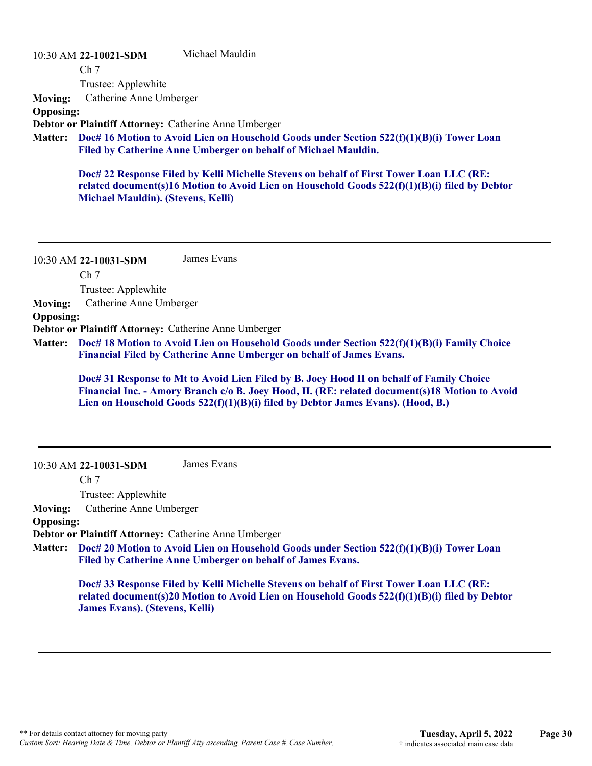10:30 AM **22-10021-SDM** Michael Mauldin

Ch 7

Trustee: Applewhite

**Moving:** Catherine Anne Umberger

**Opposing:**

**Debtor or Plaintiff Attorney:** Catherine Anne Umberger

**Matter:** **Doc# 16 Motion to Avoid Lien on Household Goods under Section 522(f)(1)(B)(i) Tower Loan Filed by Catherine Anne Umberger on behalf of Michael Mauldin.**

**Doc# 22 Response Filed by Kelli Michelle Stevens on behalf of First Tower Loan LLC (RE: related document(s)16 Motion to Avoid Lien on Household Goods 522(f)(1)(B)(i) filed by Debtor Michael Mauldin). (Stevens, Kelli)**

---

10:30 AM **22-10031-SDM** James Evans

Ch 7

Trustee: Applewhite

**Moving:** Catherine Anne Umberger

**Opposing:**

**Debtor or Plaintiff Attorney:** Catherine Anne Umberger

**Matter:** **Doc# 18 Motion to Avoid Lien on Household Goods under Section 522(f)(1)(B)(i) Family Choice Financial Filed by Catherine Anne Umberger on behalf of James Evans.**

**Doc# 31 Response to Mt to Avoid Lien Filed by B. Joey Hood II on behalf of Family Choice Financial Inc. - Amory Branch c/o B. Joey Hood, II. (RE: related document(s)18 Motion to Avoid Lien on Household Goods 522(f)(1)(B)(i) filed by Debtor James Evans). (Hood, B.)**

---

10:30 AM **22-10031-SDM** James Evans

Ch 7

Trustee: Applewhite

**Moving:** Catherine Anne Umberger

**Opposing:**

**Debtor or Plaintiff Attorney:** Catherine Anne Umberger

**Matter:** **Doc# 20 Motion to Avoid Lien on Household Goods under Section 522(f)(1)(B)(i) Tower Loan Filed by Catherine Anne Umberger on behalf of James Evans.**

**Doc# 33 Response Filed by Kelli Michelle Stevens on behalf of First Tower Loan LLC (RE: related document(s)20 Motion to Avoid Lien on Household Goods 522(f)(1)(B)(i) filed by Debtor James Evans). (Stevens, Kelli)**

---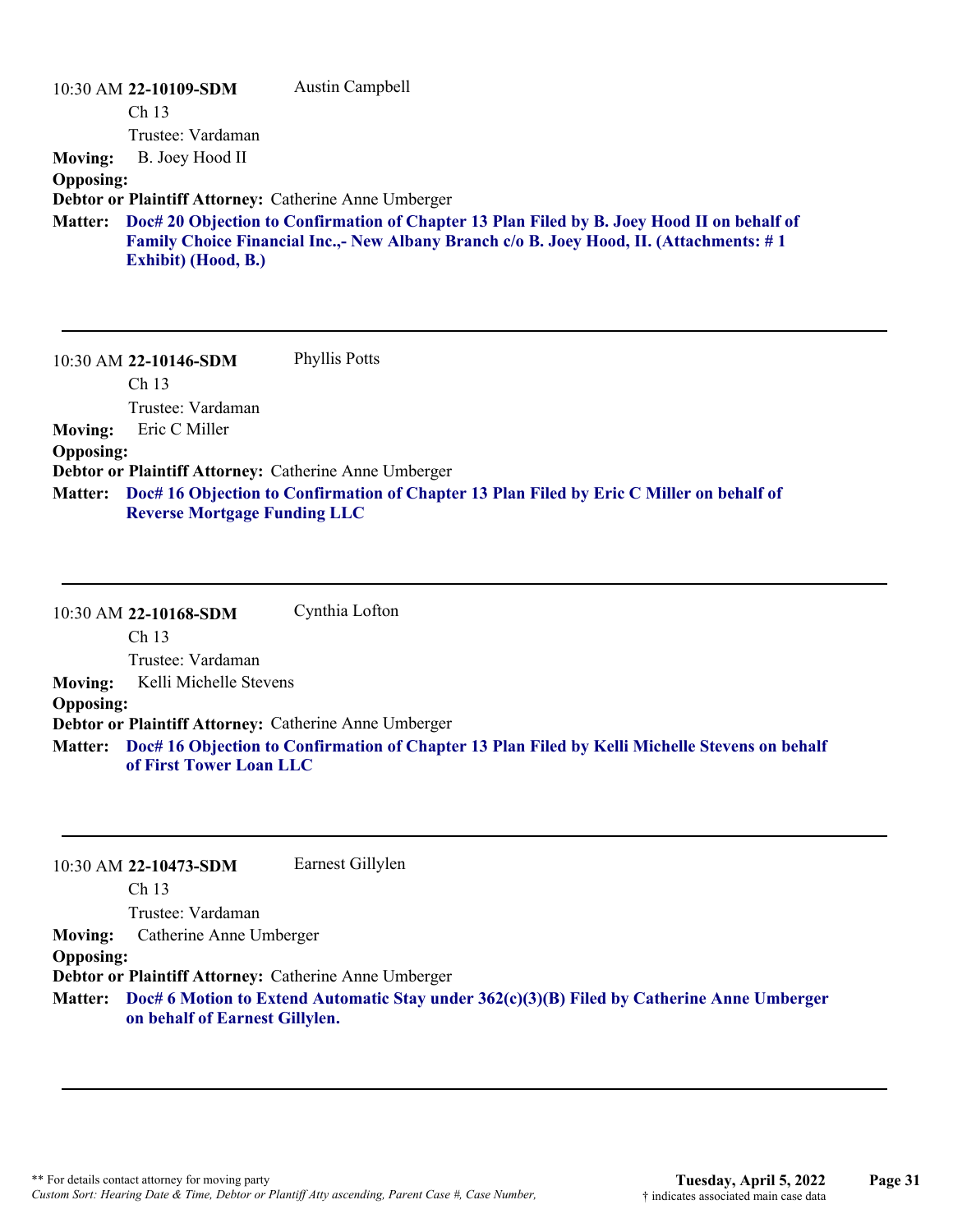10:30 AM **22-10109-SDM** Austin Campbell
Ch 13
Trustee: Vardaman

**Moving:** B. Joey Hood II
**Opposing:**
**Debtor or Plaintiff Attorney:** Catherine Anne Umberger
**Matter:** **Doc# 20 Objection to Confirmation of Chapter 13 Plan Filed by B. Joey Hood II on behalf of Family Choice Financial Inc.,- New Albany Branch c/o B. Joey Hood, II. (Attachments: # 1 Exhibit) (Hood, B.)**

---

10:30 AM **22-10146-SDM** Phyllis Potts
Ch 13
Trustee: Vardaman

**Moving:** Eric C Miller
**Opposing:**
**Debtor or Plaintiff Attorney:** Catherine Anne Umberger
**Matter:** **Doc# 16 Objection to Confirmation of Chapter 13 Plan Filed by Eric C Miller on behalf of Reverse Mortgage Funding LLC**

---

10:30 AM **22-10168-SDM** Cynthia Lofton
Ch 13
Trustee: Vardaman

**Moving:** Kelli Michelle Stevens
**Opposing:**
**Debtor or Plaintiff Attorney:** Catherine Anne Umberger
**Matter:** **Doc# 16 Objection to Confirmation of Chapter 13 Plan Filed by Kelli Michelle Stevens on behalf of First Tower Loan LLC**

---

10:30 AM **22-10473-SDM** Earnest Gillylen
Ch 13
Trustee: Vardaman

**Moving:** Catherine Anne Umberger
**Opposing:**
**Debtor or Plaintiff Attorney:** Catherine Anne Umberger
**Matter:** **Doc# 6 Motion to Extend Automatic Stay under 362(c)(3)(B) Filed by Catherine Anne Umberger on behalf of Earnest Gillylen.**

---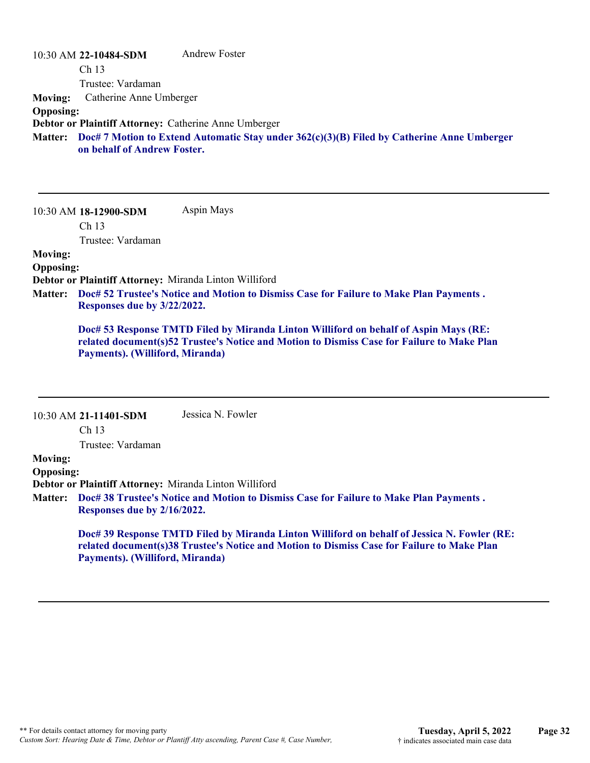10:30 AM **22-10484-SDM** Andrew Foster

Ch 13

Trustee: Vardaman

**Moving:** Catherine Anne Umberger

**Opposing:**

**Debtor or Plaintiff Attorney:** Catherine Anne Umberger

**Matter:** **Doc# 7 Motion to Extend Automatic Stay under 362(c)(3)(B) Filed by Catherine Anne Umberger on behalf of Andrew Foster.**

---

10:30 AM **18-12900-SDM** Aspin Mays

Ch 13

Trustee: Vardaman

**Moving:**

**Opposing:**

**Debtor or Plaintiff Attorney:** Miranda Linton Williford

**Matter:** **Doc# 52 Trustee's Notice and Motion to Dismiss Case for Failure to Make Plan Payments . Responses due by 3/22/2022.**

**Doc# 53 Response TMTD Filed by Miranda Linton Williford on behalf of Aspin Mays (RE: related document(s)52 Trustee's Notice and Motion to Dismiss Case for Failure to Make Plan Payments). (Williford, Miranda)**

---

10:30 AM **21-11401-SDM** Jessica N. Fowler

Ch 13

Trustee: Vardaman

**Moving:**

**Opposing:**

**Debtor or Plaintiff Attorney:** Miranda Linton Williford

**Matter:** **Doc# 38 Trustee's Notice and Motion to Dismiss Case for Failure to Make Plan Payments . Responses due by 2/16/2022.**

**Doc# 39 Response TMTD Filed by Miranda Linton Williford on behalf of Jessica N. Fowler (RE: related document(s)38 Trustee's Notice and Motion to Dismiss Case for Failure to Make Plan Payments). (Williford, Miranda)**

---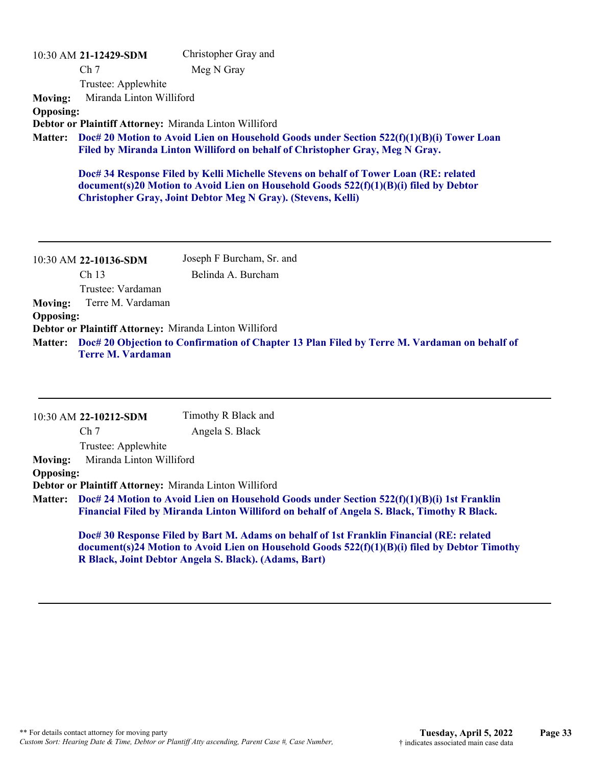10:30 AM **21-12429-SDM** Christopher Gray and Meg N Gray

Ch 7

Trustee: Applewhite

**Moving:** Miranda Linton Williford

**Opposing:**

**Debtor or Plaintiff Attorney:** Miranda Linton Williford

**Matter:** **Doc# 20 Motion to Avoid Lien on Household Goods under Section 522(f)(1)(B)(i) Tower Loan Filed by Miranda Linton Williford on behalf of Christopher Gray, Meg N Gray.**

**Doc# 34 Response Filed by Kelli Michelle Stevens on behalf of Tower Loan (RE: related document(s)20 Motion to Avoid Lien on Household Goods 522(f)(1)(B)(i) filed by Debtor Christopher Gray, Joint Debtor Meg N Gray). (Stevens, Kelli)**

---

10:30 AM **22-10136-SDM** Joseph F Burcham, Sr. and Belinda A. Burcham

Ch 13

Trustee: Vardaman

**Moving:** Terre M. Vardaman

**Opposing:**

**Debtor or Plaintiff Attorney:** Miranda Linton Williford

**Matter:** **Doc# 20 Objection to Confirmation of Chapter 13 Plan Filed by Terre M. Vardaman on behalf of Terre M. Vardaman**

---

10:30 AM **22-10212-SDM** Timothy R Black and Angela S. Black

Ch 7

Trustee: Applewhite

**Moving:** Miranda Linton Williford

**Opposing:**

**Debtor or Plaintiff Attorney:** Miranda Linton Williford

**Matter:** **Doc# 24 Motion to Avoid Lien on Household Goods under Section 522(f)(1)(B)(i) 1st Franklin Financial Filed by Miranda Linton Williford on behalf of Angela S. Black, Timothy R Black.**

**Doc# 30 Response Filed by Bart M. Adams on behalf of 1st Franklin Financial (RE: related document(s)24 Motion to Avoid Lien on Household Goods 522(f)(1)(B)(i) filed by Debtor Timothy R Black, Joint Debtor Angela S. Black). (Adams, Bart)**

---